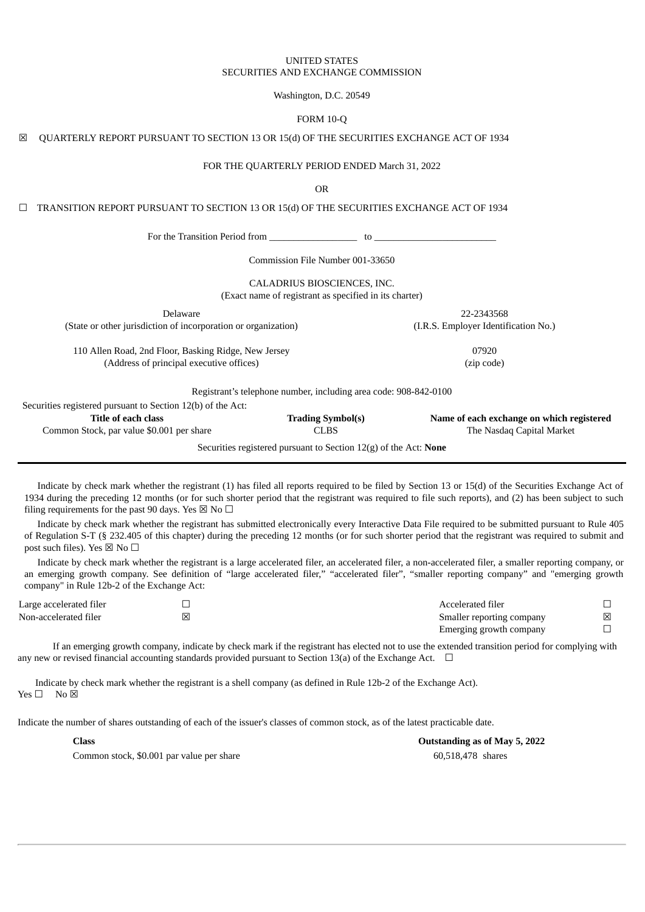UNITED STATES
SECURITIES AND EXCHANGE COMMISSION

Washington, D.C. 20549

FORM 10-Q

☒ QUARTERLY REPORT PURSUANT TO SECTION 13 OR 15(d) OF THE SECURITIES EXCHANGE ACT OF 1934

FOR THE QUARTERLY PERIOD ENDED March 31, 2022

OR

☐ TRANSITION REPORT PURSUANT TO SECTION 13 OR 15(d) OF THE SECURITIES EXCHANGE ACT OF 1934

For the Transition Period from __________________ to _________________________

Commission File Number 001-33650

CALADRIUS BIOSCIENCES, INC.
(Exact name of registrant as specified in its charter)

| | |
|---|---|
| Delaware | 22-2343568 |
| (State or other jurisdiction of incorporation or organization) | (I.R.S. Employer Identification No.) |
| 110 Allen Road, 2nd Floor, Basking Ridge, New Jersey | 07920 |
| (Address of principal executive offices) | (zip code) |

Registrant's telephone number, including area code: 908-842-0100

Securities registered pursuant to Section 12(b) of the Act:

| Title of each class | Trading Symbol(s) | Name of each exchange on which registered |
|---|---|---|
| Common Stock, par value $0.001 per share | CLBS | The Nasdaq Capital Market |

Securities registered pursuant to Section 12(g) of the Act: **None**

Indicate by check mark whether the registrant (1) has filed all reports required to be filed by Section 13 or 15(d) of the Securities Exchange Act of 1934 during the preceding 12 months (or for such shorter period that the registrant was required to file such reports), and (2) has been subject to such filing requirements for the past 90 days. Yes ☒ No ☐

Indicate by check mark whether the registrant has submitted electronically every Interactive Data File required to be submitted pursuant to Rule 405 of Regulation S-T (§ 232.405 of this chapter) during the preceding 12 months (or for such shorter period that the registrant was required to submit and post such files). Yes ☒ No ☐

Indicate by check mark whether the registrant is a large accelerated filer, an accelerated filer, a non-accelerated filer, a smaller reporting company, or an emerging growth company. See definition of "large accelerated filer," "accelerated filer", "smaller reporting company" and "emerging growth company" in Rule 12b-2 of the Exchange Act:

| | | | |
|---|---|---|---|
| Large accelerated filer | ☐ | Accelerated filer | ☐ |
| Non-accelerated filer | ☒ | Smaller reporting company | ☒ |
| | | Emerging growth company | ☐ |

If an emerging growth company, indicate by check mark if the registrant has elected not to use the extended transition period for complying with any new or revised financial accounting standards provided pursuant to Section 13(a) of the Exchange Act. ☐

Indicate by check mark whether the registrant is a shell company (as defined in Rule 12b-2 of the Exchange Act).
Yes ☐ No ☒

Indicate the number of shares outstanding of each of the issuer's classes of common stock, as of the latest practicable date.

| Class | Outstanding as of May 5, 2022 |
|---|---|
| Common stock, $0.001 par value per share | 60,518,478 shares |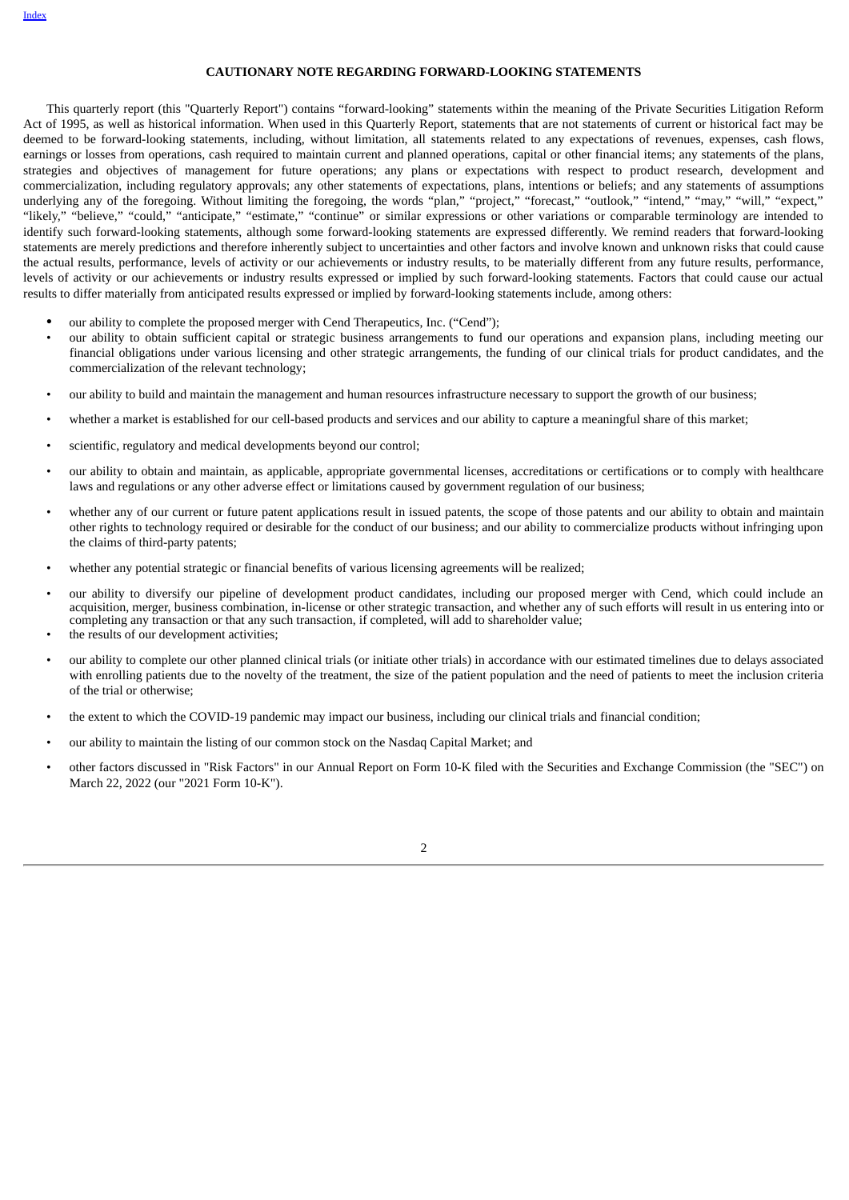## CAUTIONARY NOTE REGARDING FORWARD-LOOKING STATEMENTS

This quarterly report (this "Quarterly Report") contains "forward-looking" statements within the meaning of the Private Securities Litigation Reform Act of 1995, as well as historical information. When used in this Quarterly Report, statements that are not statements of current or historical fact may be deemed to be forward-looking statements, including, without limitation, all statements related to any expectations of revenues, expenses, cash flows, earnings or losses from operations, cash required to maintain current and planned operations, capital or other financial items; any statements of the plans, strategies and objectives of management for future operations; any plans or expectations with respect to product research, development and commercialization, including regulatory approvals; any other statements of expectations, plans, intentions or beliefs; and any statements of assumptions underlying any of the foregoing. Without limiting the foregoing, the words "plan," "project," "forecast," "outlook," "intend," "may," "will," "expect," "likely," "believe," "could," "anticipate," "estimate," "continue" or similar expressions or other variations or comparable terminology are intended to identify such forward-looking statements, although some forward-looking statements are expressed differently. We remind readers that forward-looking statements are merely predictions and therefore inherently subject to uncertainties and other factors and involve known and unknown risks that could cause the actual results, performance, levels of activity or our achievements or industry results, to be materially different from any future results, performance, levels of activity or our achievements or industry results expressed or implied by such forward-looking statements. Factors that could cause our actual results to differ materially from anticipated results expressed or implied by forward-looking statements include, among others:

- our ability to complete the proposed merger with Cend Therapeutics, Inc. ("Cend");
- our ability to obtain sufficient capital or strategic business arrangements to fund our operations and expansion plans, including meeting our financial obligations under various licensing and other strategic arrangements, the funding of our clinical trials for product candidates, and the commercialization of the relevant technology;
- our ability to build and maintain the management and human resources infrastructure necessary to support the growth of our business;
- whether a market is established for our cell-based products and services and our ability to capture a meaningful share of this market;
- scientific, regulatory and medical developments beyond our control;
- our ability to obtain and maintain, as applicable, appropriate governmental licenses, accreditations or certifications or to comply with healthcare laws and regulations or any other adverse effect or limitations caused by government regulation of our business;
- whether any of our current or future patent applications result in issued patents, the scope of those patents and our ability to obtain and maintain other rights to technology required or desirable for the conduct of our business; and our ability to commercialize products without infringing upon the claims of third-party patents;
- whether any potential strategic or financial benefits of various licensing agreements will be realized;
- our ability to diversify our pipeline of development product candidates, including our proposed merger with Cend, which could include an acquisition, merger, business combination, in-license or other strategic transaction, and whether any of such efforts will result in us entering into or completing any transaction or that any such transaction, if completed, will add to shareholder value;
- the results of our development activities;
- our ability to complete our other planned clinical trials (or initiate other trials) in accordance with our estimated timelines due to delays associated with enrolling patients due to the novelty of the treatment, the size of the patient population and the need of patients to meet the inclusion criteria of the trial or otherwise;
- the extent to which the COVID-19 pandemic may impact our business, including our clinical trials and financial condition;
- our ability to maintain the listing of our common stock on the Nasdaq Capital Market; and
- other factors discussed in "Risk Factors" in our Annual Report on Form 10-K filed with the Securities and Exchange Commission (the "SEC") on March 22, 2022 (our "2021 Form 10-K").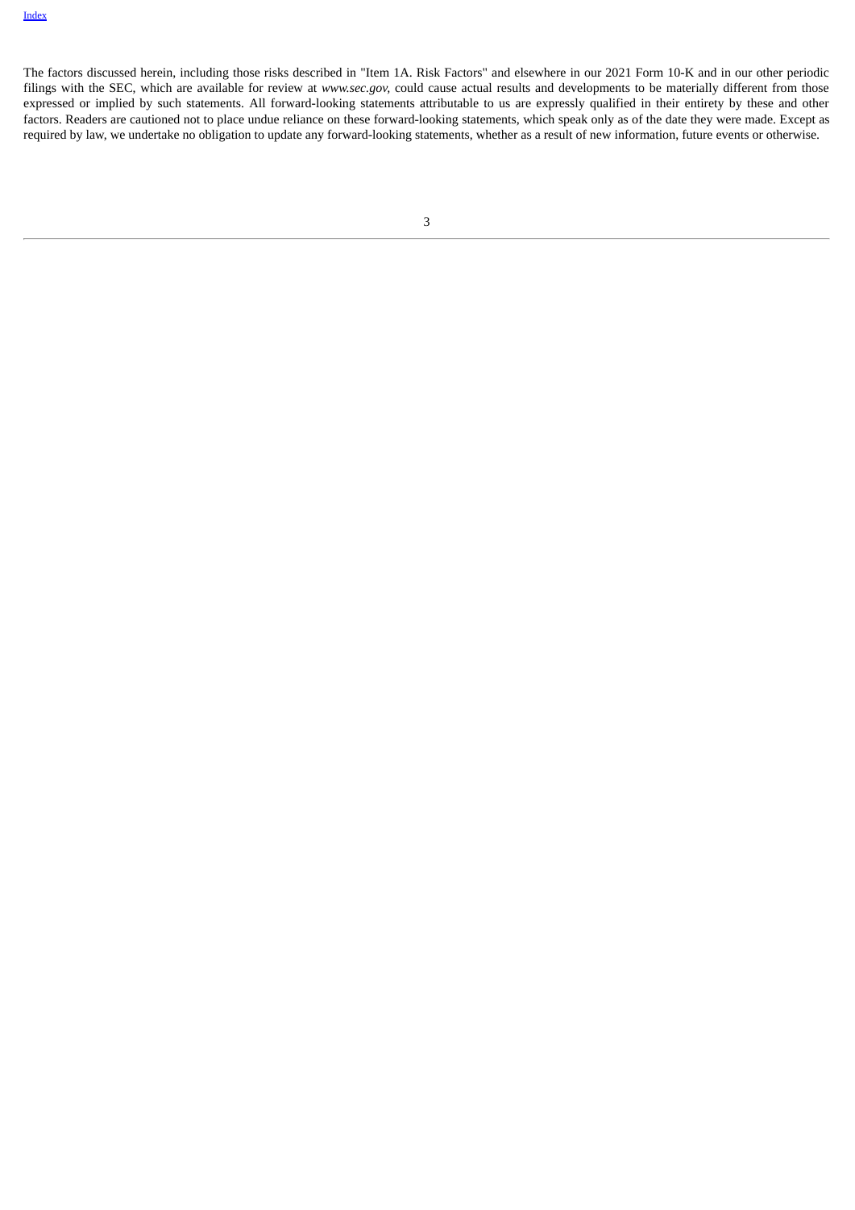The factors discussed herein, including those risks described in "Item 1A. Risk Factors" and elsewhere in our 2021 Form 10-K and in our other periodic filings with the SEC, which are available for review at *www.sec.gov*, could cause actual results and developments to be materially different from those expressed or implied by such statements. All forward-looking statements attributable to us are expressly qualified in their entirety by these and other factors. Readers are cautioned not to place undue reliance on these forward-looking statements, which speak only as of the date they were made. Except as required by law, we undertake no obligation to update any forward-looking statements, whether as a result of new information, future events or otherwise.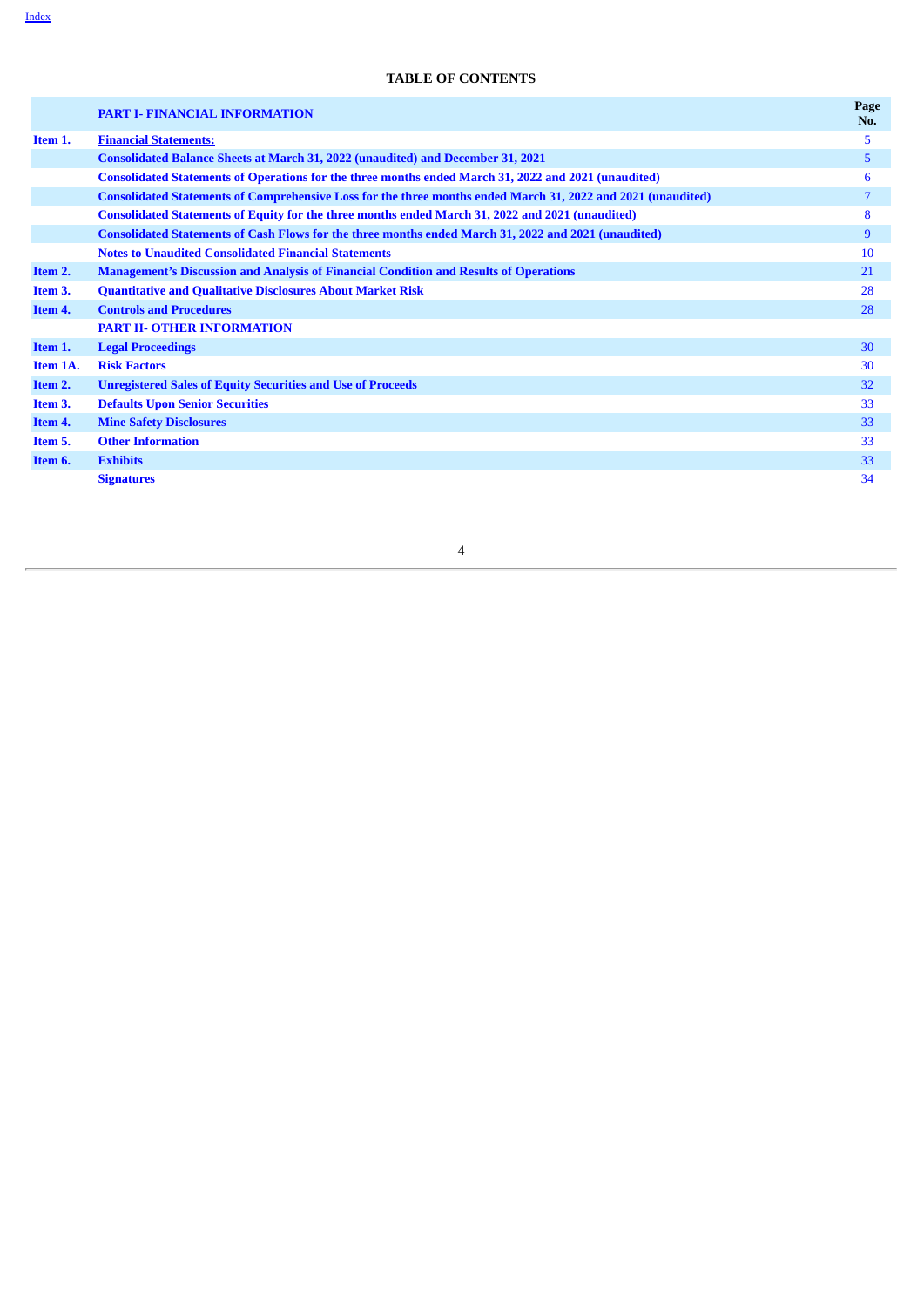[Index](#)

# TABLE OF CONTENTS

| | PART I- FINANCIAL INFORMATION | Page No. |
|---|---|---|
| Item 1. | Financial Statements: | 5 |
| | Consolidated Balance Sheets at March 31, 2022 (unaudited) and December 31, 2021 | 5 |
| | Consolidated Statements of Operations for the three months ended March 31, 2022 and 2021 (unaudited) | 6 |
| | Consolidated Statements of Comprehensive Loss for the three months ended March 31, 2022 and 2021 (unaudited) | 7 |
| | Consolidated Statements of Equity for the three months ended March 31, 2022 and 2021 (unaudited) | 8 |
| | Consolidated Statements of Cash Flows for the three months ended March 31, 2022 and 2021 (unaudited) | 9 |
| | Notes to Unaudited Consolidated Financial Statements | 10 |
| Item 2. | Management's Discussion and Analysis of Financial Condition and Results of Operations | 21 |
| Item 3. | Quantitative and Qualitative Disclosures About Market Risk | 28 |
| Item 4. | Controls and Procedures | 28 |
| | PART II- OTHER INFORMATION | |
| Item 1. | Legal Proceedings | 30 |
| Item 1A. | Risk Factors | 30 |
| Item 2. | Unregistered Sales of Equity Securities and Use of Proceeds | 32 |
| Item 3. | Defaults Upon Senior Securities | 33 |
| Item 4. | Mine Safety Disclosures | 33 |
| Item 5. | Other Information | 33 |
| Item 6. | Exhibits | 33 |
| | Signatures | 34 |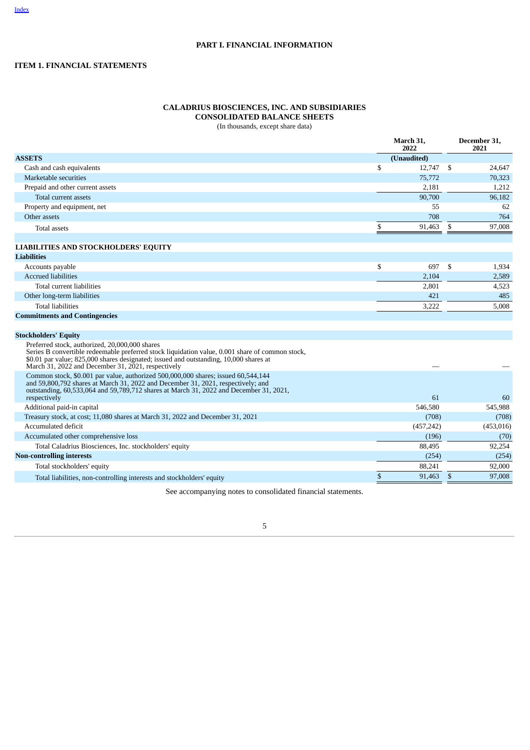# PART I. FINANCIAL INFORMATION

## ITEM 1. FINANCIAL STATEMENTS

### CALADRIUS BIOSCIENCES, INC. AND SUBSIDIARIES
### CONSOLIDATED BALANCE SHEETS
(In thousands, except share data)

| | March 31, 2022 | December 31, 2021 |
|---|---|---|
| **ASSETS** | (Unaudited) | |
| Cash and cash equivalents | $ 12,747 | $ 24,647 |
| Marketable securities | 75,772 | 70,323 |
| Prepaid and other current assets | 2,181 | 1,212 |
| Total current assets | 90,700 | 96,182 |
| Property and equipment, net | 55 | 62 |
| Other assets | 708 | 764 |
| Total assets | $ 91,463 | $ 97,008 |
| | | |
| **LIABILITIES AND STOCKHOLDERS' EQUITY** | | |
| **Liabilities** | | |
| Accounts payable | $ 697 | $ 1,934 |
| Accrued liabilities | 2,104 | 2,589 |
| Total current liabilities | 2,801 | 4,523 |
| Other long-term liabilities | 421 | 485 |
| Total liabilities | 3,222 | 5,008 |
| **Commitments and Contingencies** | | |
| | | |
| **Stockholders' Equity** | | |
| Preferred stock, authorized, 20,000,000 shares Series B convertible redeemable preferred stock liquidation value, 0.001 share of common stock, $0.01 par value; 825,000 shares designated; issued and outstanding, 10,000 shares at March 31, 2022 and December 31, 2021, respectively | — | — |
| Common stock, $0.001 par value, authorized 500,000,000 shares; issued 60,544,144 and 59,800,792 shares at March 31, 2022 and December 31, 2021, respectively; and outstanding, 60,533,064 and 59,789,712 shares at March 31, 2022 and December 31, 2021, respectively | 61 | 60 |
| Additional paid-in capital | 546,580 | 545,988 |
| Treasury stock, at cost; 11,080 shares at March 31, 2022 and December 31, 2021 | (708) | (708) |
| Accumulated deficit | (457,242) | (453,016) |
| Accumulated other comprehensive loss | (196) | (70) |
| Total Caladrius Biosciences, Inc. stockholders' equity | 88,495 | 92,254 |
| **Non-controlling interests** | (254) | (254) |
| Total stockholders' equity | 88,241 | 92,000 |
| Total liabilities, non-controlling interests and stockholders' equity | $ 91,463 | $ 97,008 |

See accompanying notes to consolidated financial statements.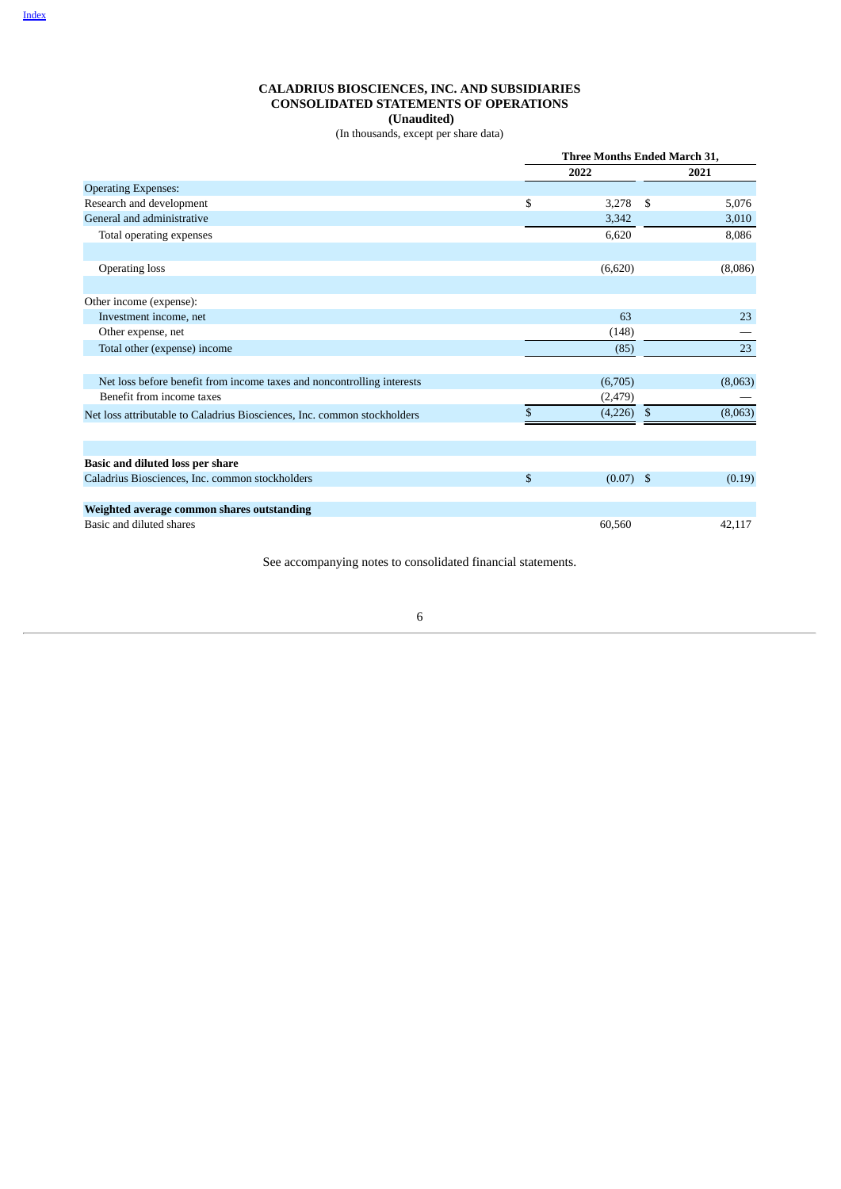# CALADRIUS BIOSCIENCES, INC. AND SUBSIDIARIES
## CONSOLIDATED STATEMENTS OF OPERATIONS
**(Unaudited)**

(In thousands, except per share data)

| | Three Months Ended March 31, | |
|---|---|---|
| | 2022 | 2021 |
| Operating Expenses: | | |
| Research and development | $ 3,278 | $ 5,076 |
| General and administrative | 3,342 | 3,010 |
| Total operating expenses | 6,620 | 8,086 |
| | | |
| Operating loss | (6,620) | (8,086) |
| | | |
| Other income (expense): | | |
| Investment income, net | 63 | 23 |
| Other expense, net | (148) | — |
| Total other (expense) income | (85) | 23 |
| | | |
| Net loss before benefit from income taxes and noncontrolling interests | (6,705) | (8,063) |
| Benefit from income taxes | (2,479) | — |
| Net loss attributable to Caladrius Biosciences, Inc. common stockholders | $ (4,226) | $ (8,063) |
| | | |
| **Basic and diluted loss per share** | | |
| Caladrius Biosciences, Inc. common stockholders | $ (0.07) | $ (0.19) |
| | | |
| **Weighted average common shares outstanding** | | |
| Basic and diluted shares | 60,560 | 42,117 |

See accompanying notes to consolidated financial statements.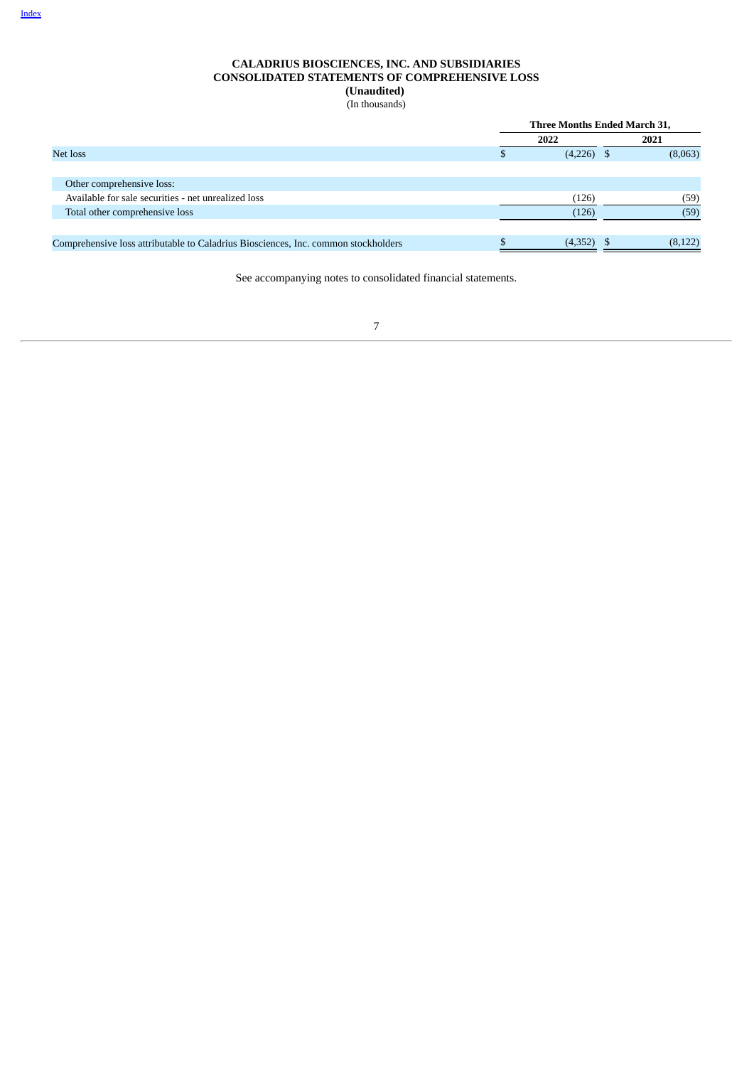**CALADRIUS BIOSCIENCES, INC. AND SUBSIDIARIES**
**CONSOLIDATED STATEMENTS OF COMPREHENSIVE LOSS**
**(Unaudited)**
(In thousands)

| | Three Months Ended March 31, | |
|---|---|---|
| | **2022** | **2021** |
| Net loss | $ (4,226) | $ (8,063) |
| | | |
| Other comprehensive loss: | | |
| Available for sale securities - net unrealized loss | (126) | (59) |
| Total other comprehensive loss | (126) | (59) |
| | | |
| Comprehensive loss attributable to Caladrius Biosciences, Inc. common stockholders | $ (4,352) | $ (8,122) |

See accompanying notes to consolidated financial statements.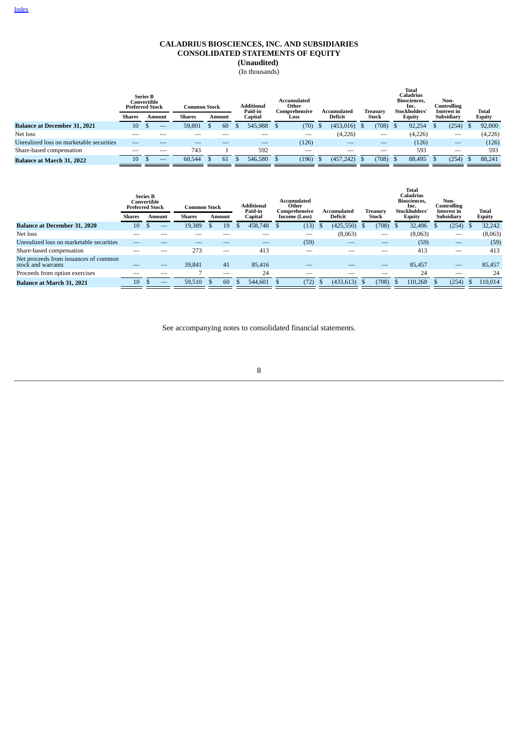[Index](#)

# CALADRIUS BIOSCIENCES, INC. AND SUBSIDIARIES
## CONSOLIDATED STATEMENTS OF EQUITY
### (Unaudited)
(In thousands)

| | Series B Convertible Preferred Stock | | Common Stock | | Additional Paid-in Capital | Accumulated Other Comprehensive Loss | Accumulated Deficit | Treasury Stock | Total Caladrius Biosciences, Inc. Stockholders' Equity | Non-Controlling Interest in Subsidiary | Total Equity |
|---|---|---|---|---|---|---|---|---|---|---|---|
| | Shares | Amount | Shares | Amount | | | | | | | |
| **Balance at December 31, 2021** | 10 | $ — | 59,801 | $ 60 | $ 545,988 | $ (70) | $ (453,016) | $ (708) | $ 92,254 | $ (254) | $ 92,000 |
| Net loss | — | — | — | — | — | — | (4,226) | — | (4,226) | — | (4,226) |
| Unrealized loss on marketable securities | — | — | — | — | — | (126) | — | — | (126) | — | (126) |
| Share-based compensation | — | — | 743 | 1 | 592 | — | — | — | 593 | — | 593 |
| **Balance at March 31, 2022** | 10 | $ — | 60,544 | $ 61 | $ 546,580 | $ (196) | $ (457,242) | $ (708) | $ 88,495 | $ (254) | $ 88,241 |

| | Series B Convertible Preferred Stock | | Common Stock | | Additional Paid-in Capital | Accumulated Other Comprehensive Income (Loss) | Accumulated Deficit | Treasury Stock | Total Caladrius Biosciences, Inc. Stockholders' Equity | Non-Controlling Interest in Subsidiary | Total Equity |
|---|---|---|---|---|---|---|---|---|---|---|---|
| | Shares | Amount | Shares | Amount | | | | | | | |
| **Balance at December 31, 2020** | 10 | $ — | 19,389 | $ 19 | $ 458,748 | $ (13) | $ (425,550) | $ (708) | $ 32,496 | $ (254) | $ 32,242 |
| Net loss | — | — | — | — | — | — | (8,063) | — | (8,063) | — | (8,063) |
| Unrealized loss on marketable securities | — | — | — | — | — | (59) | — | — | (59) | — | (59) |
| Share-based compensation | — | — | 273 | — | 413 | — | — | — | 413 | — | 413 |
| Net proceeds from issuances of common stock and warrants | — | — | 39,841 | 41 | 85,416 | — | — | — | 85,457 | — | 85,457 |
| Proceeds from option exercises | — | — | 7 | — | 24 | — | — | — | 24 | — | 24 |
| **Balance at March 31, 2021** | 10 | $ — | 59,510 | $ 60 | $ 544,601 | $ (72) | $ (433,613) | $ (708) | $ 110,268 | $ (254) | $ 110,014 |

See accompanying notes to consolidated financial statements.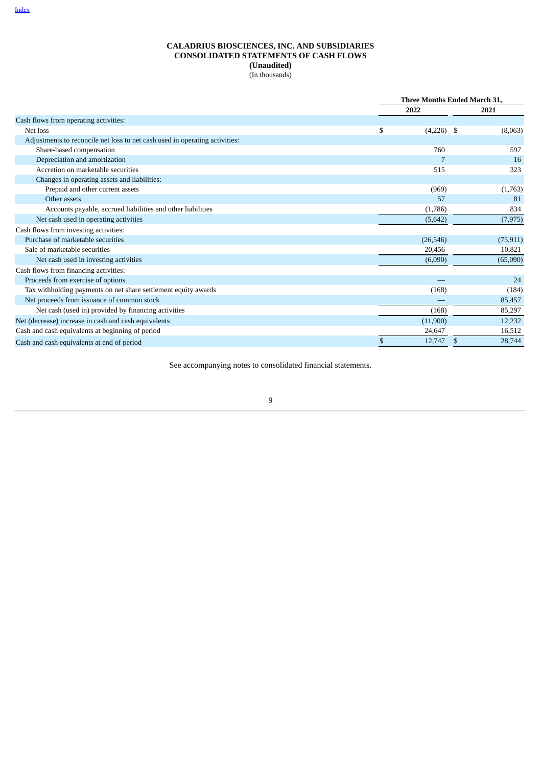**CALADRIUS BIOSCIENCES, INC. AND SUBSIDIARIES**
**CONSOLIDATED STATEMENTS OF CASH FLOWS**
**(Unaudited)**
(In thousands)

| | Three Months Ended March 31, | |
|---|---|---|
| | 2022 | 2021 |
| Cash flows from operating activities: | | |
| Net loss | $ (4,226) | $ (8,063) |
| Adjustments to reconcile net loss to net cash used in operating activities: | | |
| Share-based compensation | 760 | 597 |
| Depreciation and amortization | 7 | 16 |
| Accretion on marketable securities | 515 | 323 |
| Changes in operating assets and liabilities: | | |
| Prepaid and other current assets | (969) | (1,763) |
| Other assets | 57 | 81 |
| Accounts payable, accrued liabilities and other liabilities | (1,786) | 834 |
| Net cash used in operating activities | (5,642) | (7,975) |
| Cash flows from investing activities: | | |
| Purchase of marketable securities | (26,546) | (75,911) |
| Sale of marketable securities | 20,456 | 10,821 |
| Net cash used in investing activities | (6,090) | (65,090) |
| Cash flows from financing activities: | | |
| Proceeds from exercise of options | — | 24 |
| Tax withholding payments on net share settlement equity awards | (168) | (184) |
| Net proceeds from issuance of common stock | — | 85,457 |
| Net cash (used in) provided by financing activities | (168) | 85,297 |
| Net (decrease) increase in cash and cash equivalents | (11,900) | 12,232 |
| Cash and cash equivalents at beginning of period | 24,647 | 16,512 |
| Cash and cash equivalents at end of period | $ 12,747 | $ 28,744 |

See accompanying notes to consolidated financial statements.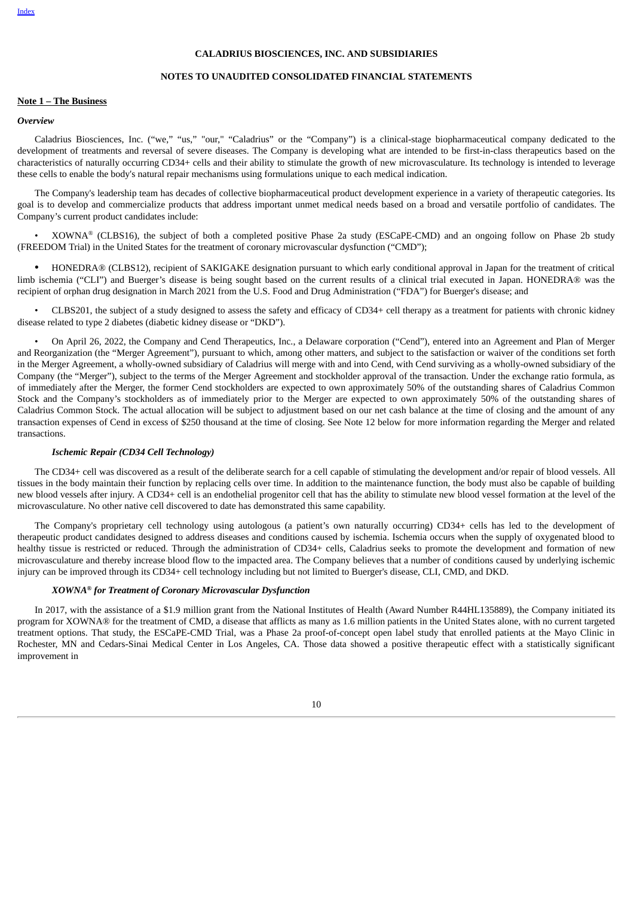**CALADRIUS BIOSCIENCES, INC. AND SUBSIDIARIES**

**NOTES TO UNAUDITED CONSOLIDATED FINANCIAL STATEMENTS**

**Note 1 – The Business**

***Overview***

Caladrius Biosciences, Inc. ("we," "us," "our," "Caladrius" or the "Company") is a clinical-stage biopharmaceutical company dedicated to the development of treatments and reversal of severe diseases. The Company is developing what are intended to be first-in-class therapeutics based on the characteristics of naturally occurring CD34+ cells and their ability to stimulate the growth of new microvasculature. Its technology is intended to leverage these cells to enable the body's natural repair mechanisms using formulations unique to each medical indication.

The Company's leadership team has decades of collective biopharmaceutical product development experience in a variety of therapeutic categories. Its goal is to develop and commercialize products that address important unmet medical needs based on a broad and versatile portfolio of candidates. The Company's current product candidates include:

- XOWNA® (CLBS16), the subject of both a completed positive Phase 2a study (ESCaPE-CMD) and an ongoing follow on Phase 2b study (FREEDOM Trial) in the United States for the treatment of coronary microvascular dysfunction ("CMD");

- HONEDRA® (CLBS12), recipient of SAKIGAKE designation pursuant to which early conditional approval in Japan for the treatment of critical limb ischemia ("CLI") and Buerger's disease is being sought based on the current results of a clinical trial executed in Japan. HONEDRA® was the recipient of orphan drug designation in March 2021 from the U.S. Food and Drug Administration ("FDA") for Buerger's disease; and

- CLBS201, the subject of a study designed to assess the safety and efficacy of CD34+ cell therapy as a treatment for patients with chronic kidney disease related to type 2 diabetes (diabetic kidney disease or "DKD").

- On April 26, 2022, the Company and Cend Therapeutics, Inc., a Delaware corporation ("Cend"), entered into an Agreement and Plan of Merger and Reorganization (the "Merger Agreement"), pursuant to which, among other matters, and subject to the satisfaction or waiver of the conditions set forth in the Merger Agreement, a wholly-owned subsidiary of Caladrius will merge with and into Cend, with Cend surviving as a wholly-owned subsidiary of the Company (the "Merger"), subject to the terms of the Merger Agreement and stockholder approval of the transaction. Under the exchange ratio formula, as of immediately after the Merger, the former Cend stockholders are expected to own approximately 50% of the outstanding shares of Caladrius Common Stock and the Company's stockholders as of immediately prior to the Merger are expected to own approximately 50% of the outstanding shares of Caladrius Common Stock. The actual allocation will be subject to adjustment based on our net cash balance at the time of closing and the amount of any transaction expenses of Cend in excess of $250 thousand at the time of closing. See Note 12 below for more information regarding the Merger and related transactions.

***Ischemic Repair (CD34 Cell Technology)***

The CD34+ cell was discovered as a result of the deliberate search for a cell capable of stimulating the development and/or repair of blood vessels. All tissues in the body maintain their function by replacing cells over time. In addition to the maintenance function, the body must also be capable of building new blood vessels after injury. A CD34+ cell is an endothelial progenitor cell that has the ability to stimulate new blood vessel formation at the level of the microvasculature. No other native cell discovered to date has demonstrated this same capability.

The Company's proprietary cell technology using autologous (a patient's own naturally occurring) CD34+ cells has led to the development of therapeutic product candidates designed to address diseases and conditions caused by ischemia. Ischemia occurs when the supply of oxygenated blood to healthy tissue is restricted or reduced. Through the administration of CD34+ cells, Caladrius seeks to promote the development and formation of new microvasculature and thereby increase blood flow to the impacted area. The Company believes that a number of conditions caused by underlying ischemic injury can be improved through its CD34+ cell technology including but not limited to Buerger's disease, CLI, CMD, and DKD.

***XOWNA® for Treatment of Coronary Microvascular Dysfunction***

In 2017, with the assistance of a $1.9 million grant from the National Institutes of Health (Award Number R44HL135889), the Company initiated its program for XOWNA® for the treatment of CMD, a disease that afflicts as many as 1.6 million patients in the United States alone, with no current targeted treatment options. That study, the ESCaPE-CMD Trial, was a Phase 2a proof-of-concept open label study that enrolled patients at the Mayo Clinic in Rochester, MN and Cedars-Sinai Medical Center in Los Angeles, CA. Those data showed a positive therapeutic effect with a statistically significant improvement in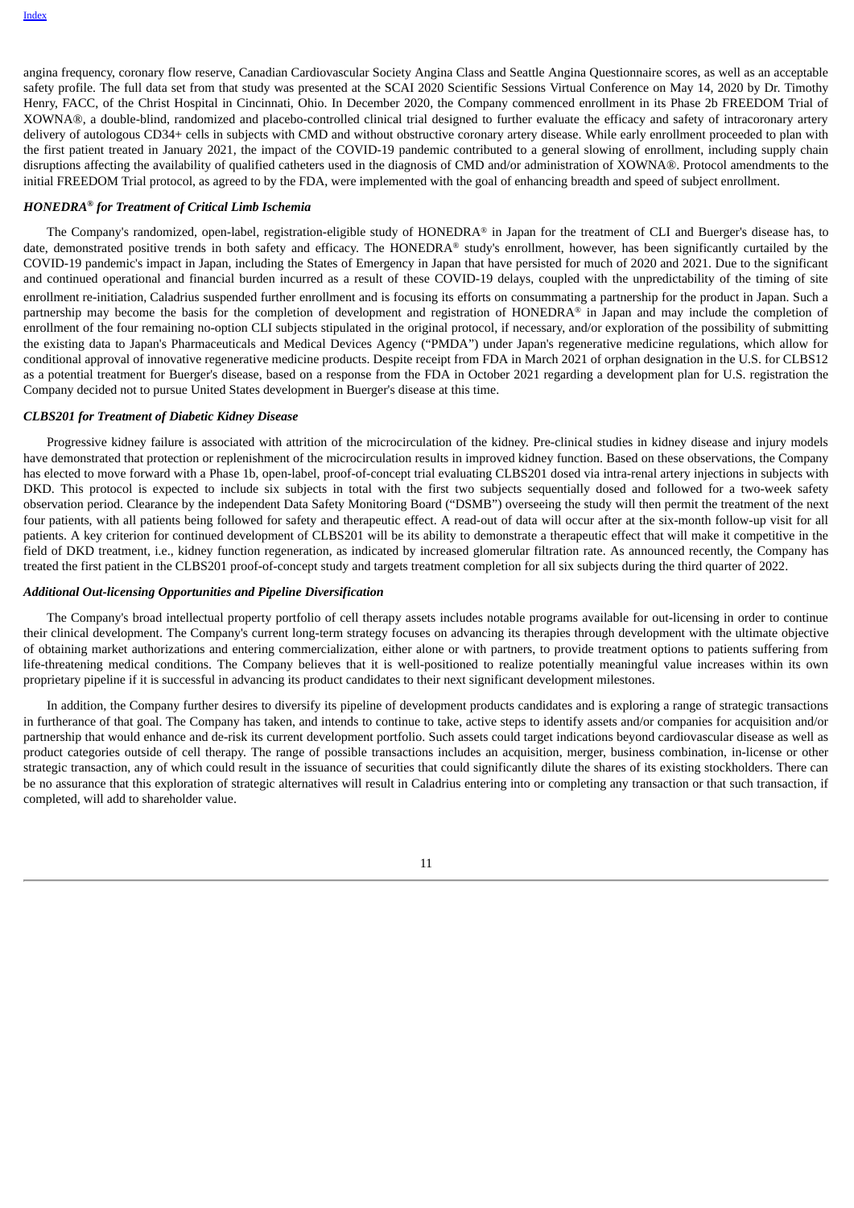angina frequency, coronary flow reserve, Canadian Cardiovascular Society Angina Class and Seattle Angina Questionnaire scores, as well as an acceptable safety profile. The full data set from that study was presented at the SCAI 2020 Scientific Sessions Virtual Conference on May 14, 2020 by Dr. Timothy Henry, FACC, of the Christ Hospital in Cincinnati, Ohio. In December 2020, the Company commenced enrollment in its Phase 2b FREEDOM Trial of XOWNA®, a double-blind, randomized and placebo-controlled clinical trial designed to further evaluate the efficacy and safety of intracoronary artery delivery of autologous CD34+ cells in subjects with CMD and without obstructive coronary artery disease. While early enrollment proceeded to plan with the first patient treated in January 2021, the impact of the COVID-19 pandemic contributed to a general slowing of enrollment, including supply chain disruptions affecting the availability of qualified catheters used in the diagnosis of CMD and/or administration of XOWNA®. Protocol amendments to the initial FREEDOM Trial protocol, as agreed to by the FDA, were implemented with the goal of enhancing breadth and speed of subject enrollment.

***HONEDRA® for Treatment of Critical Limb Ischemia***

The Company's randomized, open-label, registration-eligible study of HONEDRA® in Japan for the treatment of CLI and Buerger's disease has, to date, demonstrated positive trends in both safety and efficacy. The HONEDRA® study's enrollment, however, has been significantly curtailed by the COVID-19 pandemic's impact in Japan, including the States of Emergency in Japan that have persisted for much of 2020 and 2021. Due to the significant and continued operational and financial burden incurred as a result of these COVID-19 delays, coupled with the unpredictability of the timing of site enrollment re-initiation, Caladrius suspended further enrollment and is focusing its efforts on consummating a partnership for the product in Japan. Such a partnership may become the basis for the completion of development and registration of HONEDRA® in Japan and may include the completion of enrollment of the four remaining no-option CLI subjects stipulated in the original protocol, if necessary, and/or exploration of the possibility of submitting the existing data to Japan's Pharmaceuticals and Medical Devices Agency ("PMDA") under Japan's regenerative medicine regulations, which allow for conditional approval of innovative regenerative medicine products. Despite receipt from FDA in March 2021 of orphan designation in the U.S. for CLBS12 as a potential treatment for Buerger's disease, based on a response from the FDA in October 2021 regarding a development plan for U.S. registration the Company decided not to pursue United States development in Buerger's disease at this time.

***CLBS201 for Treatment of Diabetic Kidney Disease***

Progressive kidney failure is associated with attrition of the microcirculation of the kidney. Pre-clinical studies in kidney disease and injury models have demonstrated that protection or replenishment of the microcirculation results in improved kidney function. Based on these observations, the Company has elected to move forward with a Phase 1b, open-label, proof-of-concept trial evaluating CLBS201 dosed via intra-renal artery injections in subjects with DKD. This protocol is expected to include six subjects in total with the first two subjects sequentially dosed and followed for a two-week safety observation period. Clearance by the independent Data Safety Monitoring Board ("DSMB") overseeing the study will then permit the treatment of the next four patients, with all patients being followed for safety and therapeutic effect. A read-out of data will occur after at the six-month follow-up visit for all patients. A key criterion for continued development of CLBS201 will be its ability to demonstrate a therapeutic effect that will make it competitive in the field of DKD treatment, i.e., kidney function regeneration, as indicated by increased glomerular filtration rate. As announced recently, the Company has treated the first patient in the CLBS201 proof-of-concept study and targets treatment completion for all six subjects during the third quarter of 2022.

***Additional Out-licensing Opportunities and Pipeline Diversification***

The Company's broad intellectual property portfolio of cell therapy assets includes notable programs available for out-licensing in order to continue their clinical development. The Company's current long-term strategy focuses on advancing its therapies through development with the ultimate objective of obtaining market authorizations and entering commercialization, either alone or with partners, to provide treatment options to patients suffering from life-threatening medical conditions. The Company believes that it is well-positioned to realize potentially meaningful value increases within its own proprietary pipeline if it is successful in advancing its product candidates to their next significant development milestones.

In addition, the Company further desires to diversify its pipeline of development products candidates and is exploring a range of strategic transactions in furtherance of that goal. The Company has taken, and intends to continue to take, active steps to identify assets and/or companies for acquisition and/or partnership that would enhance and de-risk its current development portfolio. Such assets could target indications beyond cardiovascular disease as well as product categories outside of cell therapy. The range of possible transactions includes an acquisition, merger, business combination, in-license or other strategic transaction, any of which could result in the issuance of securities that could significantly dilute the shares of its existing stockholders. There can be no assurance that this exploration of strategic alternatives will result in Caladrius entering into or completing any transaction or that such transaction, if completed, will add to shareholder value.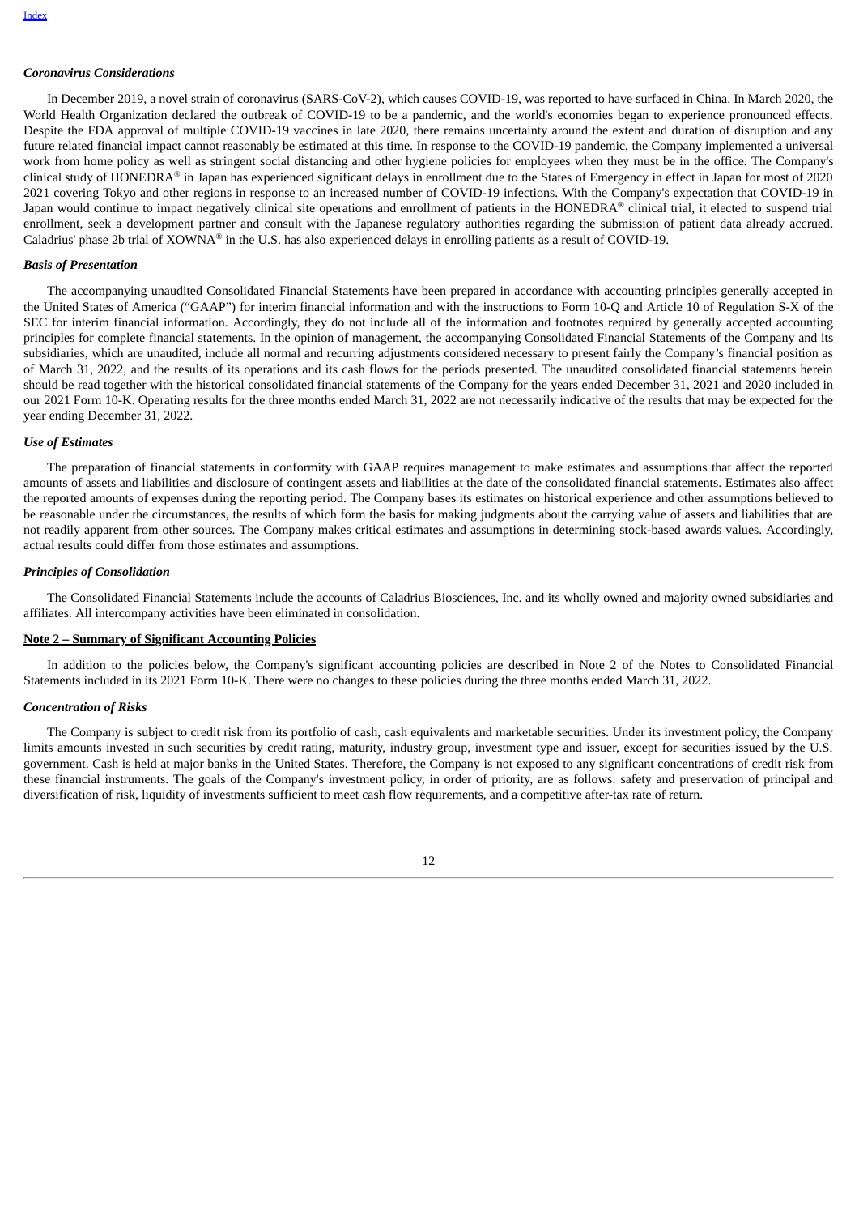### *Coronavirus Considerations*

In December 2019, a novel strain of coronavirus (SARS-CoV-2), which causes COVID-19, was reported to have surfaced in China. In March 2020, the World Health Organization declared the outbreak of COVID-19 to be a pandemic, and the world's economies began to experience pronounced effects. Despite the FDA approval of multiple COVID-19 vaccines in late 2020, there remains uncertainty around the extent and duration of disruption and any future related financial impact cannot reasonably be estimated at this time. In response to the COVID-19 pandemic, the Company implemented a universal work from home policy as well as stringent social distancing and other hygiene policies for employees when they must be in the office. The Company's clinical study of HONEDRA® in Japan has experienced significant delays in enrollment due to the States of Emergency in effect in Japan for most of 2020 2021 covering Tokyo and other regions in response to an increased number of COVID-19 infections. With the Company's expectation that COVID-19 in Japan would continue to impact negatively clinical site operations and enrollment of patients in the HONEDRA® clinical trial, it elected to suspend trial enrollment, seek a development partner and consult with the Japanese regulatory authorities regarding the submission of patient data already accrued. Caladrius' phase 2b trial of XOWNA® in the U.S. has also experienced delays in enrolling patients as a result of COVID-19.

### *Basis of Presentation*

The accompanying unaudited Consolidated Financial Statements have been prepared in accordance with accounting principles generally accepted in the United States of America (“GAAP”) for interim financial information and with the instructions to Form 10-Q and Article 10 of Regulation S-X of the SEC for interim financial information. Accordingly, they do not include all of the information and footnotes required by generally accepted accounting principles for complete financial statements. In the opinion of management, the accompanying Consolidated Financial Statements of the Company and its subsidiaries, which are unaudited, include all normal and recurring adjustments considered necessary to present fairly the Company’s financial position as of March 31, 2022, and the results of its operations and its cash flows for the periods presented. The unaudited consolidated financial statements herein should be read together with the historical consolidated financial statements of the Company for the years ended December 31, 2021 and 2020 included in our 2021 Form 10-K. Operating results for the three months ended March 31, 2022 are not necessarily indicative of the results that may be expected for the year ending December 31, 2022.

### *Use of Estimates*

The preparation of financial statements in conformity with GAAP requires management to make estimates and assumptions that affect the reported amounts of assets and liabilities and disclosure of contingent assets and liabilities at the date of the consolidated financial statements. Estimates also affect the reported amounts of expenses during the reporting period. The Company bases its estimates on historical experience and other assumptions believed to be reasonable under the circumstances, the results of which form the basis for making judgments about the carrying value of assets and liabilities that are not readily apparent from other sources. The Company makes critical estimates and assumptions in determining stock-based awards values. Accordingly, actual results could differ from those estimates and assumptions.

### *Principles of Consolidation*

The Consolidated Financial Statements include the accounts of Caladrius Biosciences, Inc. and its wholly owned and majority owned subsidiaries and affiliates. All intercompany activities have been eliminated in consolidation.

## Note 2 – Summary of Significant Accounting Policies

In addition to the policies below, the Company's significant accounting policies are described in Note 2 of the Notes to Consolidated Financial Statements included in its 2021 Form 10-K. There were no changes to these policies during the three months ended March 31, 2022.

### *Concentration of Risks*

The Company is subject to credit risk from its portfolio of cash, cash equivalents and marketable securities. Under its investment policy, the Company limits amounts invested in such securities by credit rating, maturity, industry group, investment type and issuer, except for securities issued by the U.S. government. Cash is held at major banks in the United States. Therefore, the Company is not exposed to any significant concentrations of credit risk from these financial instruments. The goals of the Company's investment policy, in order of priority, are as follows: safety and preservation of principal and diversification of risk, liquidity of investments sufficient to meet cash flow requirements, and a competitive after-tax rate of return.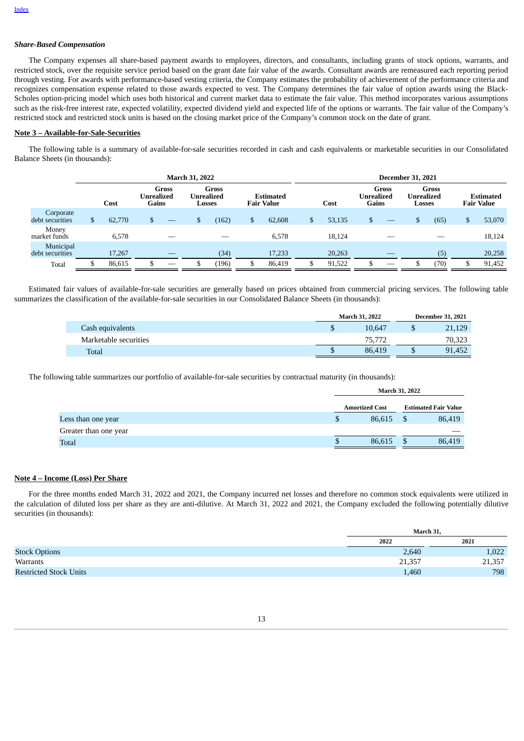Index

***Share-Based Compensation***

The Company expenses all share-based payment awards to employees, directors, and consultants, including grants of stock options, warrants, and restricted stock, over the requisite service period based on the grant date fair value of the awards. Consultant awards are remeasured each reporting period through vesting. For awards with performance-based vesting criteria, the Company estimates the probability of achievement of the performance criteria and recognizes compensation expense related to those awards expected to vest. The Company determines the fair value of option awards using the Black-Scholes option-pricing model which uses both historical and current market data to estimate the fair value. This method incorporates various assumptions such as the risk-free interest rate, expected volatility, expected dividend yield and expected life of the options or warrants. The fair value of the Company's restricted stock and restricted stock units is based on the closing market price of the Company's common stock on the date of grant.

**Note 3 – Available-for-Sale-Securities**

The following table is a summary of available-for-sale securities recorded in cash and cash equivalents or marketable securities in our Consolidated Balance Sheets (in thousands):

| | March 31, 2022 | | | | December 31, 2021 | | | |
|---|---|---|---|---|---|---|---|---|
| | Cost | Gross Unrealized Gains | Gross Unrealized Losses | Estimated Fair Value | Cost | Gross Unrealized Gains | Gross Unrealized Losses | Estimated Fair Value |
| Corporate debt securities | $ 62,770 | $ — | $ (162) | $ 62,608 | $ 53,135 | $ — | $ (65) | $ 53,070 |
| Money market funds | 6,578 | — | — | 6,578 | 18,124 | — | — | 18,124 |
| Municipal debt securities | 17,267 | — | (34) | 17,233 | 20,263 | — | (5) | 20,258 |
| Total | $ 86,615 | $ — | $ (196) | $ 86,419 | $ 91,522 | $ — | $ (70) | $ 91,452 |

Estimated fair values of available-for-sale securities are generally based on prices obtained from commercial pricing services. The following table summarizes the classification of the available-for-sale securities in our Consolidated Balance Sheets (in thousands):

| | March 31, 2022 | December 31, 2021 |
|---|---|---|
| Cash equivalents | $ 10,647 | $ 21,129 |
| Marketable securities | 75,772 | 70,323 |
| Total | $ 86,419 | $ 91,452 |

The following table summarizes our portfolio of available-for-sale securities by contractual maturity (in thousands):

| | March 31, 2022 | |
|---|---|---|
| | Amortized Cost | Estimated Fair Value |
| Less than one year | $ 86,615 | $ 86,419 |
| Greater than one year | | — |
| Total | $ 86,615 | $ 86,419 |

**Note 4 – Income (Loss) Per Share**

For the three months ended March 31, 2022 and 2021, the Company incurred net losses and therefore no common stock equivalents were utilized in the calculation of diluted loss per share as they are anti-dilutive. At March 31, 2022 and 2021, the Company excluded the following potentially dilutive securities (in thousands):

| | March 31, | |
|---|---|---|
| | 2022 | 2021 |
| Stock Options | 2,640 | 1,022 |
| Warrants | 21,357 | 21,357 |
| Restricted Stock Units | 1,460 | 798 |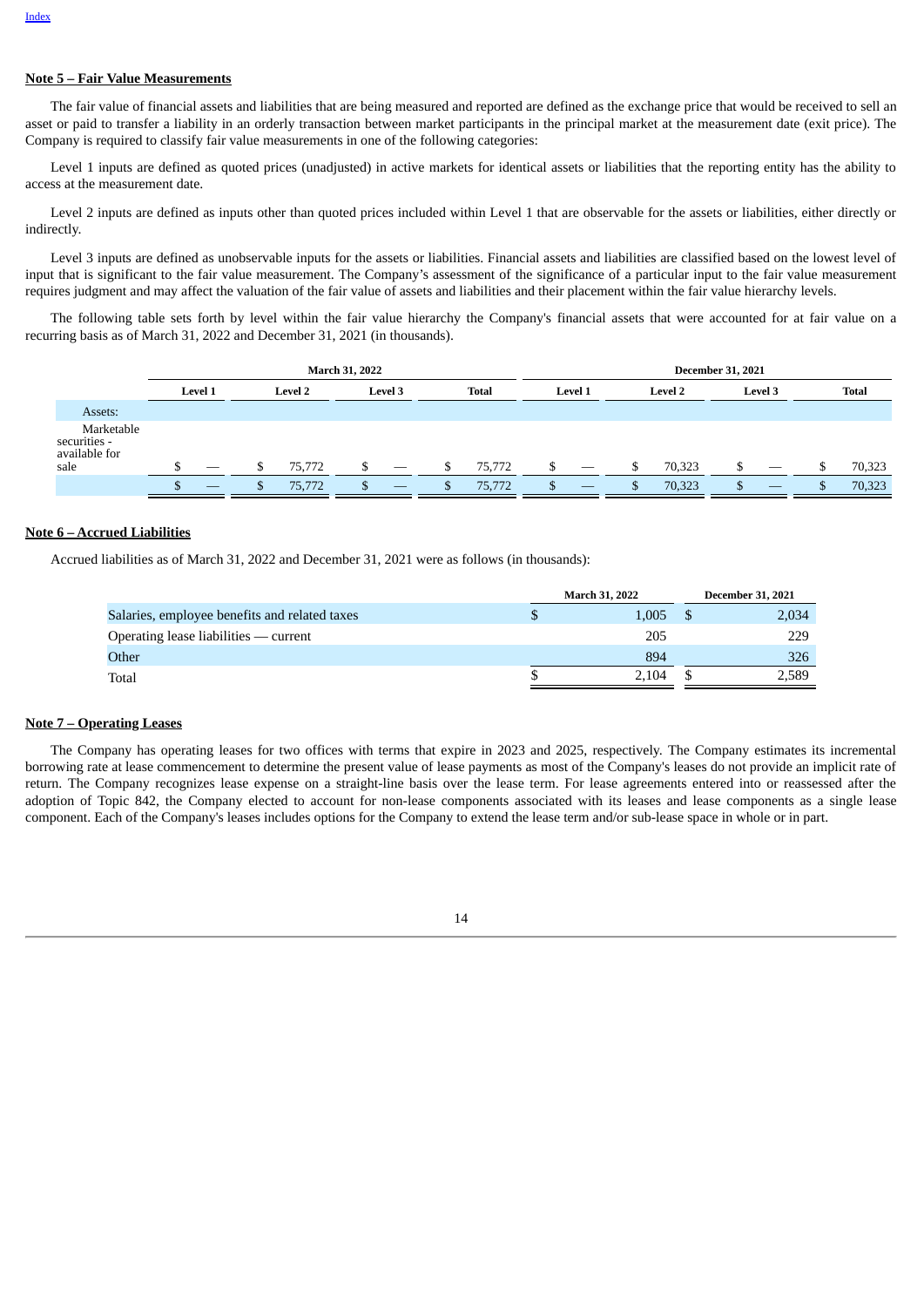## Note 5 – Fair Value Measurements

The fair value of financial assets and liabilities that are being measured and reported are defined as the exchange price that would be received to sell an asset or paid to transfer a liability in an orderly transaction between market participants in the principal market at the measurement date (exit price). The Company is required to classify fair value measurements in one of the following categories:

Level 1 inputs are defined as quoted prices (unadjusted) in active markets for identical assets or liabilities that the reporting entity has the ability to access at the measurement date.

Level 2 inputs are defined as inputs other than quoted prices included within Level 1 that are observable for the assets or liabilities, either directly or indirectly.

Level 3 inputs are defined as unobservable inputs for the assets or liabilities. Financial assets and liabilities are classified based on the lowest level of input that is significant to the fair value measurement. The Company's assessment of the significance of a particular input to the fair value measurement requires judgment and may affect the valuation of the fair value of assets and liabilities and their placement within the fair value hierarchy levels.

The following table sets forth by level within the fair value hierarchy the Company's financial assets that were accounted for at fair value on a recurring basis as of March 31, 2022 and December 31, 2021 (in thousands).

| | March 31, 2022 | | | | December 31, 2021 | | | |
|---|---|---|---|---|---|---|---|---|
| | Level 1 | Level 2 | Level 3 | Total | Level 1 | Level 2 | Level 3 | Total |
| Assets: | | | | | | | | |
| Marketable securities - available for sale | $ — | $ 75,772 | $ — | $ 75,772 | $ — | $ 70,323 | $ — | $ 70,323 |
| | $ — | $ 75,772 | $ — | $ 75,772 | $ — | $ 70,323 | $ — | $ 70,323 |

## Note 6 – Accrued Liabilities

Accrued liabilities as of March 31, 2022 and December 31, 2021 were as follows (in thousands):

| | March 31, 2022 | December 31, 2021 |
|---|---|---|
| Salaries, employee benefits and related taxes | $ 1,005 | $ 2,034 |
| Operating lease liabilities — current | 205 | 229 |
| Other | 894 | 326 |
| Total | $ 2,104 | $ 2,589 |

## Note 7 – Operating Leases

The Company has operating leases for two offices with terms that expire in 2023 and 2025, respectively. The Company estimates its incremental borrowing rate at lease commencement to determine the present value of lease payments as most of the Company's leases do not provide an implicit rate of return. The Company recognizes lease expense on a straight-line basis over the lease term. For lease agreements entered into or reassessed after the adoption of Topic 842, the Company elected to account for non-lease components associated with its leases and lease components as a single lease component. Each of the Company's leases includes options for the Company to extend the lease term and/or sub-lease space in whole or in part.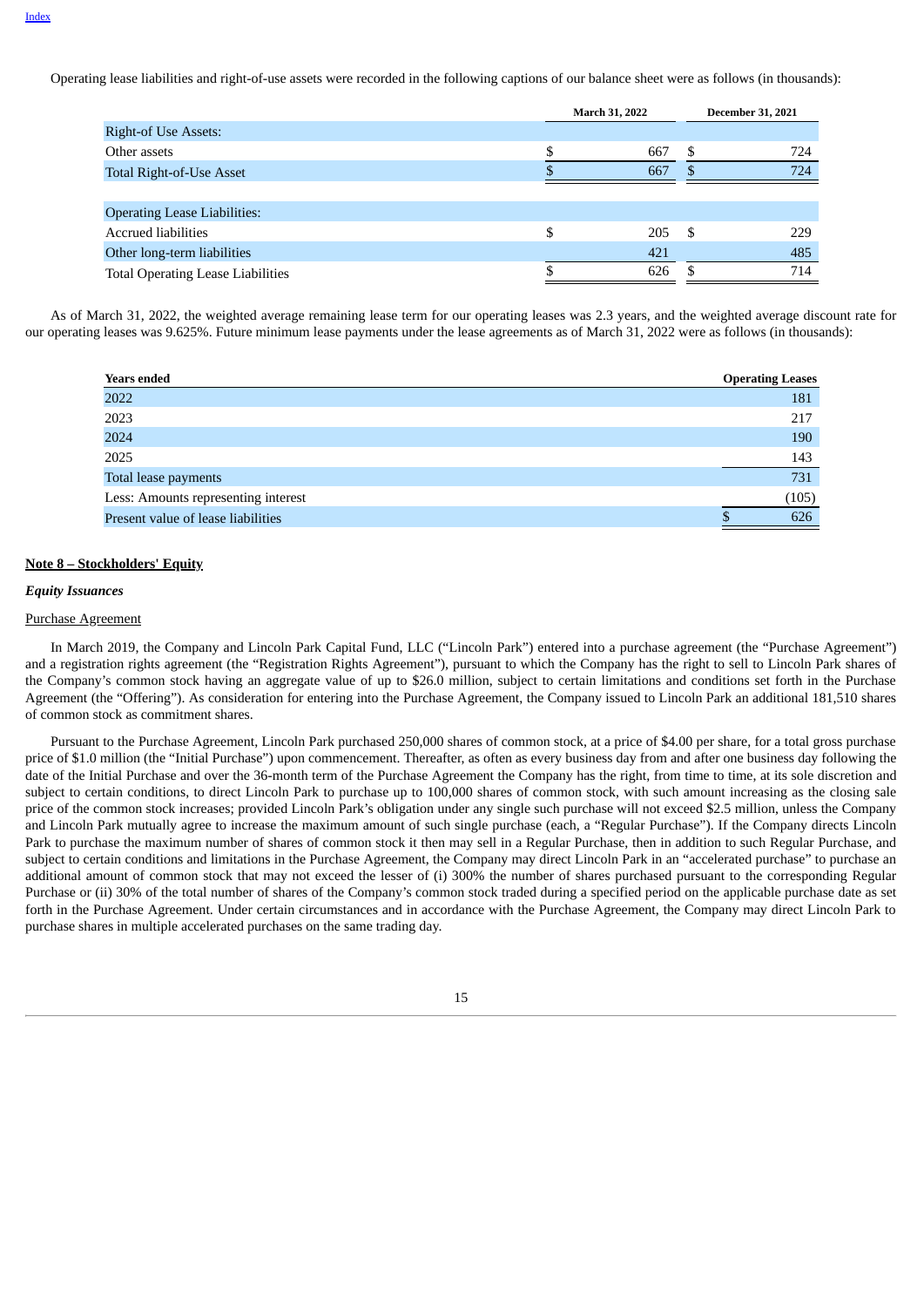Operating lease liabilities and right-of-use assets were recorded in the following captions of our balance sheet were as follows (in thousands):

| | March 31, 2022 | December 31, 2021 |
|---|---|---|
| Right-of Use Assets: | | |
| Other assets | $ 667 | $ 724 |
| Total Right-of-Use Asset | $ 667 | $ 724 |
| | | |
| Operating Lease Liabilities: | | |
| Accrued liabilities | $ 205 | $ 229 |
| Other long-term liabilities | 421 | 485 |
| Total Operating Lease Liabilities | $ 626 | $ 714 |

As of March 31, 2022, the weighted average remaining lease term for our operating leases was 2.3 years, and the weighted average discount rate for our operating leases was 9.625%. Future minimum lease payments under the lease agreements as of March 31, 2022 were as follows (in thousands):

| Years ended | Operating Leases |
|---|---|
| 2022 | 181 |
| 2023 | 217 |
| 2024 | 190 |
| 2025 | 143 |
| Total lease payments | 731 |
| Less: Amounts representing interest | (105) |
| Present value of lease liabilities | $ 626 |

## Note 8 – Stockholders' Equity

### *Equity Issuances*

Purchase Agreement

In March 2019, the Company and Lincoln Park Capital Fund, LLC ("Lincoln Park") entered into a purchase agreement (the "Purchase Agreement") and a registration rights agreement (the "Registration Rights Agreement"), pursuant to which the Company has the right to sell to Lincoln Park shares of the Company's common stock having an aggregate value of up to $26.0 million, subject to certain limitations and conditions set forth in the Purchase Agreement (the "Offering"). As consideration for entering into the Purchase Agreement, the Company issued to Lincoln Park an additional 181,510 shares of common stock as commitment shares.

Pursuant to the Purchase Agreement, Lincoln Park purchased 250,000 shares of common stock, at a price of $4.00 per share, for a total gross purchase price of $1.0 million (the "Initial Purchase") upon commencement. Thereafter, as often as every business day from and after one business day following the date of the Initial Purchase and over the 36-month term of the Purchase Agreement the Company has the right, from time to time, at its sole discretion and subject to certain conditions, to direct Lincoln Park to purchase up to 100,000 shares of common stock, with such amount increasing as the closing sale price of the common stock increases; provided Lincoln Park's obligation under any single such purchase will not exceed $2.5 million, unless the Company and Lincoln Park mutually agree to increase the maximum amount of such single purchase (each, a "Regular Purchase"). If the Company directs Lincoln Park to purchase the maximum number of shares of common stock it then may sell in a Regular Purchase, then in addition to such Regular Purchase, and subject to certain conditions and limitations in the Purchase Agreement, the Company may direct Lincoln Park in an "accelerated purchase" to purchase an additional amount of common stock that may not exceed the lesser of (i) 300% the number of shares purchased pursuant to the corresponding Regular Purchase or (ii) 30% of the total number of shares of the Company's common stock traded during a specified period on the applicable purchase date as set forth in the Purchase Agreement. Under certain circumstances and in accordance with the Purchase Agreement, the Company may direct Lincoln Park to purchase shares in multiple accelerated purchases on the same trading day.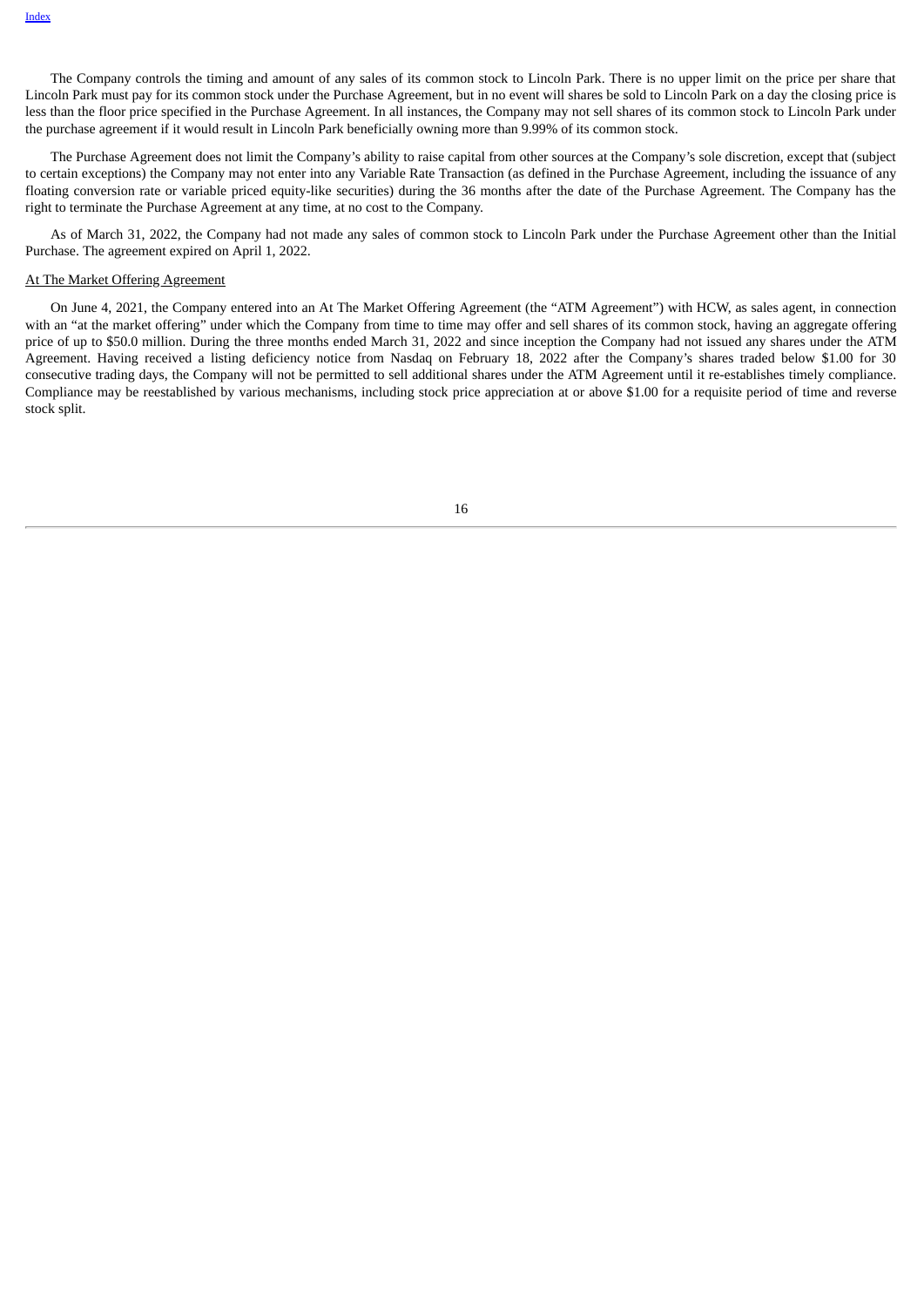The Company controls the timing and amount of any sales of its common stock to Lincoln Park. There is no upper limit on the price per share that Lincoln Park must pay for its common stock under the Purchase Agreement, but in no event will shares be sold to Lincoln Park on a day the closing price is less than the floor price specified in the Purchase Agreement. In all instances, the Company may not sell shares of its common stock to Lincoln Park under the purchase agreement if it would result in Lincoln Park beneficially owning more than 9.99% of its common stock.

The Purchase Agreement does not limit the Company's ability to raise capital from other sources at the Company's sole discretion, except that (subject to certain exceptions) the Company may not enter into any Variable Rate Transaction (as defined in the Purchase Agreement, including the issuance of any floating conversion rate or variable priced equity-like securities) during the 36 months after the date of the Purchase Agreement. The Company has the right to terminate the Purchase Agreement at any time, at no cost to the Company.

As of March 31, 2022, the Company had not made any sales of common stock to Lincoln Park under the Purchase Agreement other than the Initial Purchase. The agreement expired on April 1, 2022.

At The Market Offering Agreement

On June 4, 2021, the Company entered into an At The Market Offering Agreement (the "ATM Agreement") with HCW, as sales agent, in connection with an "at the market offering" under which the Company from time to time may offer and sell shares of its common stock, having an aggregate offering price of up to $50.0 million. During the three months ended March 31, 2022 and since inception the Company had not issued any shares under the ATM Agreement. Having received a listing deficiency notice from Nasdaq on February 18, 2022 after the Company's shares traded below $1.00 for 30 consecutive trading days, the Company will not be permitted to sell additional shares under the ATM Agreement until it re-establishes timely compliance. Compliance may be reestablished by various mechanisms, including stock price appreciation at or above $1.00 for a requisite period of time and reverse stock split.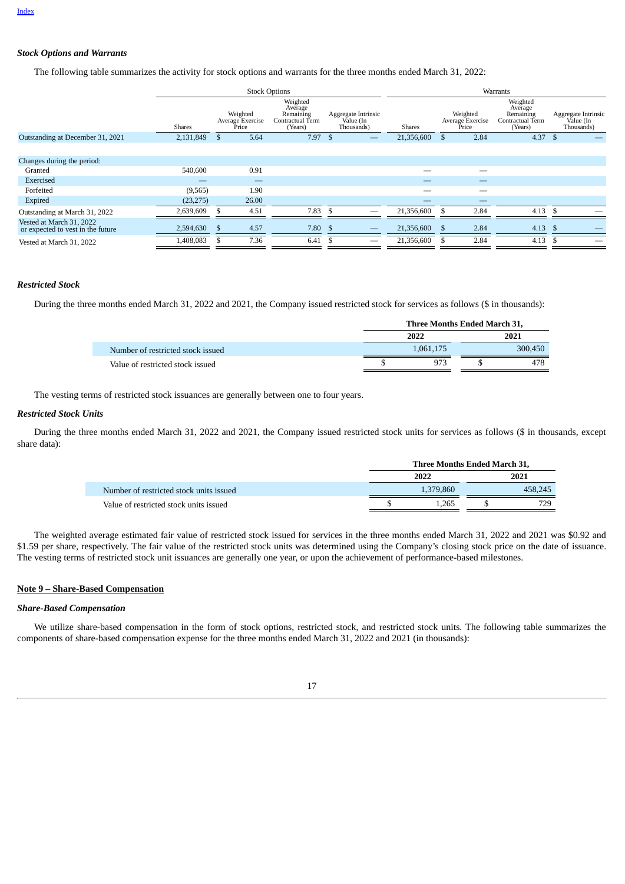[Index](#)

### *Stock Options and Warrants*

The following table summarizes the activity for stock options and warrants for the three months ended March 31, 2022:

| | Stock Options | | | | Warrants | | | |
|---|---|---|---|---|---|---|---|---|
| | Shares | Weighted Average Exercise Price | Weighted Average Remaining Contractual Term (Years) | Aggregate Intrinsic Value (In Thousands) | Shares | Weighted Average Exercise Price | Weighted Average Remaining Contractual Term (Years) | Aggregate Intrinsic Value (In Thousands) |
| Outstanding at December 31, 2021 | 2,131,849 | $ 5.64 | 7.97 | $ — | 21,356,600 | $ 2.84 | 4.37 | $ — |
| Changes during the period: | | | | | | | | |
| Granted | 540,600 | 0.91 | | | — | — | | |
| Exercised | — | — | | | — | — | | |
| Forfeited | (9,565) | 1.90 | | | — | — | | |
| Expired | (23,275) | 26.00 | | | — | — | | |
| Outstanding at March 31, 2022 | 2,639,609 | $ 4.51 | 7.83 | $ — | 21,356,600 | $ 2.84 | 4.13 | $ — |
| Vested at March 31, 2022 or expected to vest in the future | 2,594,630 | $ 4.57 | 7.80 | $ — | 21,356,600 | $ 2.84 | 4.13 | $ — |
| Vested at March 31, 2022 | 1,408,083 | $ 7.36 | 6.41 | $ — | 21,356,600 | $ 2.84 | 4.13 | $ — |

### *Restricted Stock*

During the three months ended March 31, 2022 and 2021, the Company issued restricted stock for services as follows ($ in thousands):

| | Three Months Ended March 31, | |
|---|---|---|
| | 2022 | 2021 |
| Number of restricted stock issued | 1,061,175 | 300,450 |
| Value of restricted stock issued | $ 973 | $ 478 |

The vesting terms of restricted stock issuances are generally between one to four years.

### *Restricted Stock Units*

During the three months ended March 31, 2022 and 2021, the Company issued restricted stock units for services as follows ($ in thousands, except share data):

| | Three Months Ended March 31, | |
|---|---|---|
| | 2022 | 2021 |
| Number of restricted stock units issued | 1,379,860 | 458,245 |
| Value of restricted stock units issued | $ 1,265 | $ 729 |

The weighted average estimated fair value of restricted stock issued for services in the three months ended March 31, 2022 and 2021 was $0.92 and $1.59 per share, respectively. The fair value of the restricted stock units was determined using the Company's closing stock price on the date of issuance. The vesting terms of restricted stock unit issuances are generally one year, or upon the achievement of performance-based milestones.

## Note 9 – Share-Based Compensation

### *Share-Based Compensation*

We utilize share-based compensation in the form of stock options, restricted stock, and restricted stock units. The following table summarizes the components of share-based compensation expense for the three months ended March 31, 2022 and 2021 (in thousands):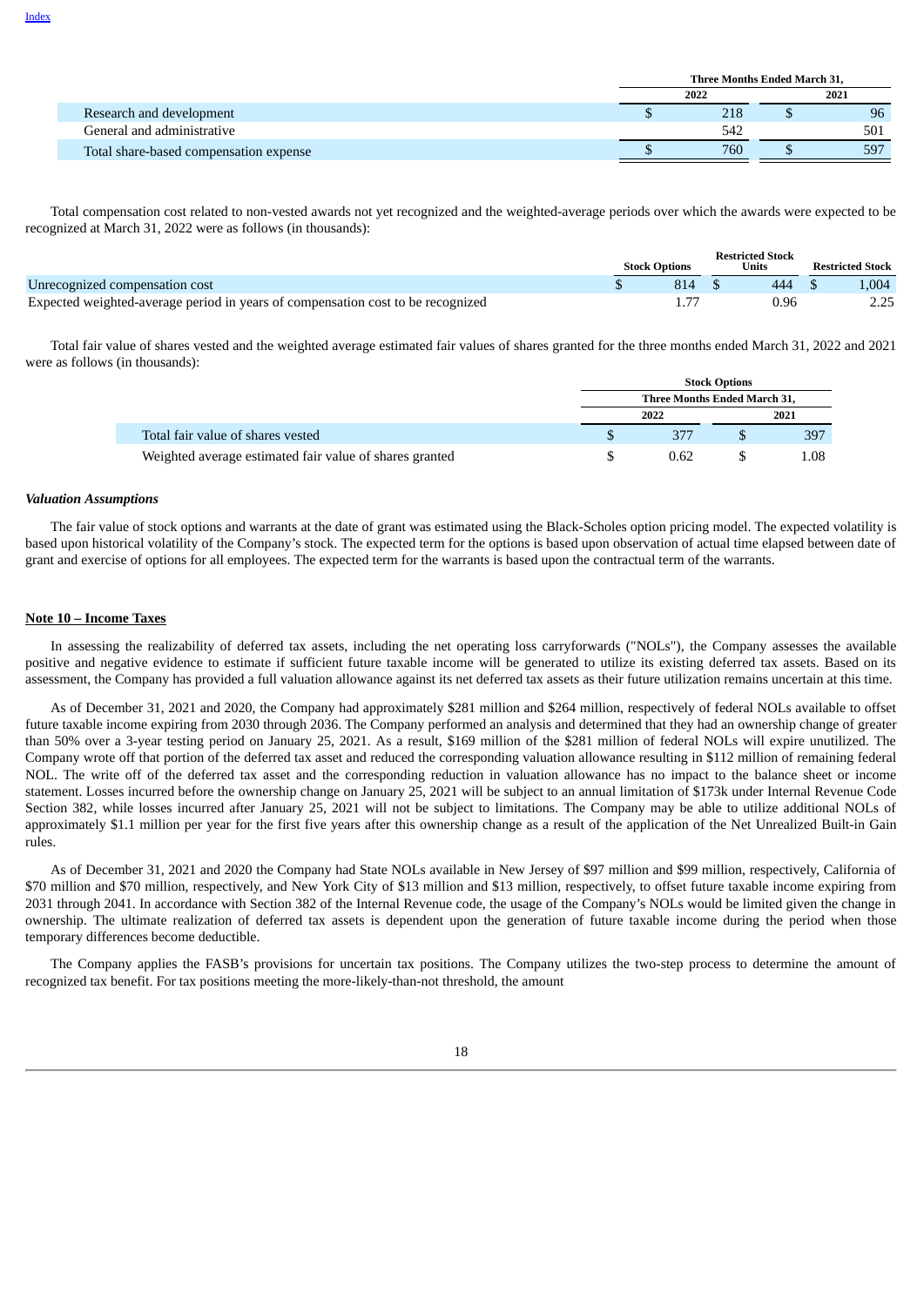|  | Three Months Ended March 31, |  |
|---|---|---|
|  | 2022 | 2021 |
| Research and development | $ 218 | $ 96 |
| General and administrative | 542 | 501 |
| Total share-based compensation expense | $ 760 | $ 597 |

Total compensation cost related to non-vested awards not yet recognized and the weighted-average periods over which the awards were expected to be recognized at March 31, 2022 were as follows (in thousands):

|  | Stock Options | Restricted Stock Units | Restricted Stock |
|---|---|---|---|
| Unrecognized compensation cost | $ 814 | $ 444 | $ 1,004 |
| Expected weighted-average period in years of compensation cost to be recognized | 1.77 | 0.96 | 2.25 |

Total fair value of shares vested and the weighted average estimated fair values of shares granted for the three months ended March 31, 2022 and 2021 were as follows (in thousands):

|  | Stock Options |  |
|---|---|---|
|  | Three Months Ended March 31, |  |
|  | 2022 | 2021 |
| Total fair value of shares vested | $ 377 | $ 397 |
| Weighted average estimated fair value of shares granted | $ 0.62 | $ 1.08 |

***Valuation Assumptions***

The fair value of stock options and warrants at the date of grant was estimated using the Black-Scholes option pricing model. The expected volatility is based upon historical volatility of the Company's stock. The expected term for the options is based upon observation of actual time elapsed between date of grant and exercise of options for all employees. The expected term for the warrants is based upon the contractual term of the warrants.

**Note 10 – Income Taxes**

In assessing the realizability of deferred tax assets, including the net operating loss carryforwards ("NOLs"), the Company assesses the available positive and negative evidence to estimate if sufficient future taxable income will be generated to utilize its existing deferred tax assets. Based on its assessment, the Company has provided a full valuation allowance against its net deferred tax assets as their future utilization remains uncertain at this time.

As of December 31, 2021 and 2020, the Company had approximately $281 million and $264 million, respectively of federal NOLs available to offset future taxable income expiring from 2030 through 2036. The Company performed an analysis and determined that they had an ownership change of greater than 50% over a 3-year testing period on January 25, 2021. As a result, $169 million of the $281 million of federal NOLs will expire unutilized. The Company wrote off that portion of the deferred tax asset and reduced the corresponding valuation allowance resulting in $112 million of remaining federal NOL. The write off of the deferred tax asset and the corresponding reduction in valuation allowance has no impact to the balance sheet or income statement. Losses incurred before the ownership change on January 25, 2021 will be subject to an annual limitation of $173k under Internal Revenue Code Section 382, while losses incurred after January 25, 2021 will not be subject to limitations. The Company may be able to utilize additional NOLs of approximately $1.1 million per year for the first five years after this ownership change as a result of the application of the Net Unrealized Built-in Gain rules.

As of December 31, 2021 and 2020 the Company had State NOLs available in New Jersey of $97 million and $99 million, respectively, California of $70 million and $70 million, respectively, and New York City of $13 million and $13 million, respectively, to offset future taxable income expiring from 2031 through 2041. In accordance with Section 382 of the Internal Revenue code, the usage of the Company's NOLs would be limited given the change in ownership. The ultimate realization of deferred tax assets is dependent upon the generation of future taxable income during the period when those temporary differences become deductible.

The Company applies the FASB's provisions for uncertain tax positions. The Company utilizes the two-step process to determine the amount of recognized tax benefit. For tax positions meeting the more-likely-than-not threshold, the amount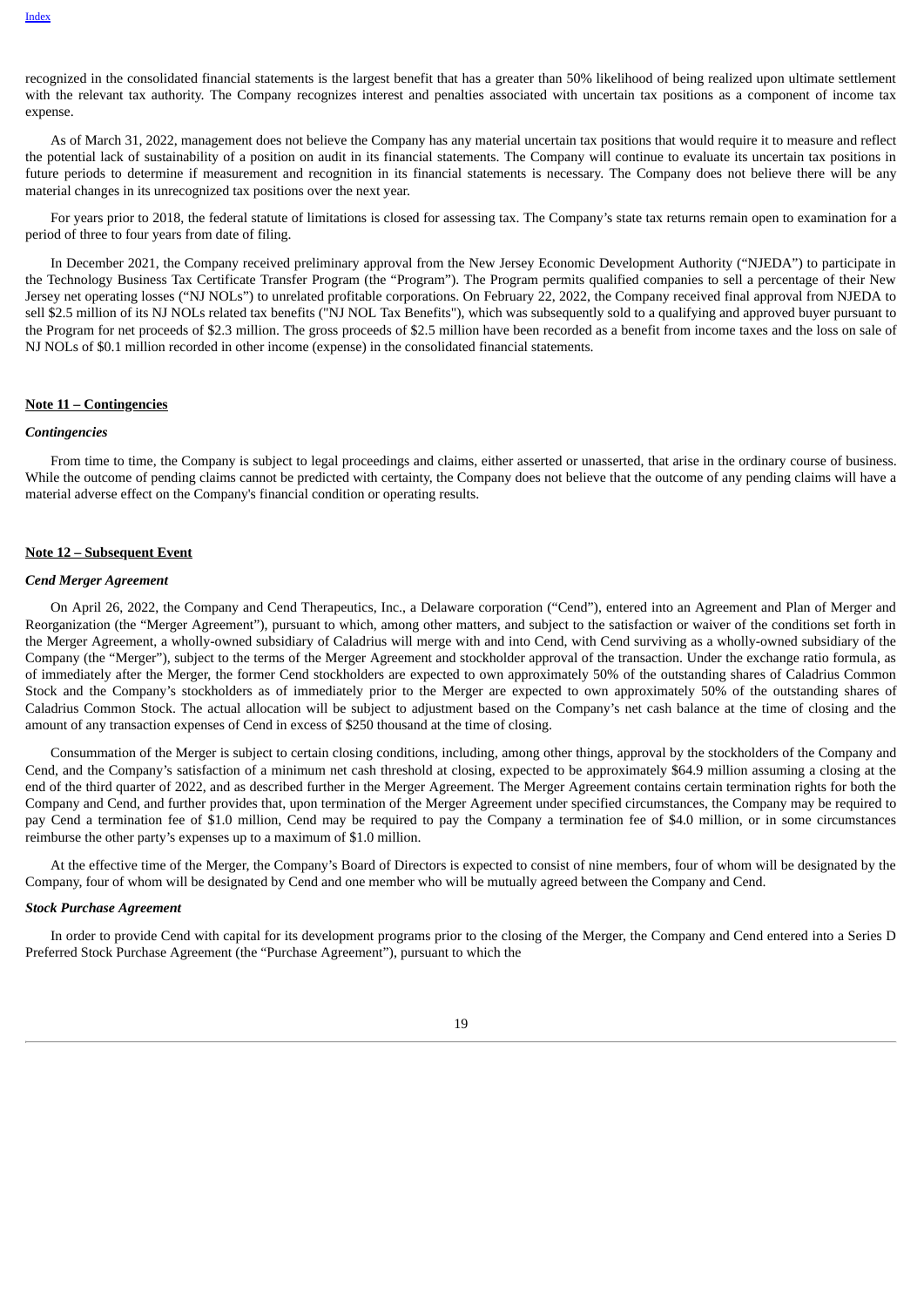recognized in the consolidated financial statements is the largest benefit that has a greater than 50% likelihood of being realized upon ultimate settlement with the relevant tax authority. The Company recognizes interest and penalties associated with uncertain tax positions as a component of income tax expense.

As of March 31, 2022, management does not believe the Company has any material uncertain tax positions that would require it to measure and reflect the potential lack of sustainability of a position on audit in its financial statements. The Company will continue to evaluate its uncertain tax positions in future periods to determine if measurement and recognition in its financial statements is necessary. The Company does not believe there will be any material changes in its unrecognized tax positions over the next year.

For years prior to 2018, the federal statute of limitations is closed for assessing tax. The Company's state tax returns remain open to examination for a period of three to four years from date of filing.

In December 2021, the Company received preliminary approval from the New Jersey Economic Development Authority ("NJEDA") to participate in the Technology Business Tax Certificate Transfer Program (the "Program"). The Program permits qualified companies to sell a percentage of their New Jersey net operating losses ("NJ NOLs") to unrelated profitable corporations. On February 22, 2022, the Company received final approval from NJEDA to sell $2.5 million of its NJ NOLs related tax benefits ("NJ NOL Tax Benefits"), which was subsequently sold to a qualifying and approved buyer pursuant to the Program for net proceeds of $2.3 million. The gross proceeds of $2.5 million have been recorded as a benefit from income taxes and the loss on sale of NJ NOLs of $0.1 million recorded in other income (expense) in the consolidated financial statements.

## Note 11 – Contingencies

### *Contingencies*

From time to time, the Company is subject to legal proceedings and claims, either asserted or unasserted, that arise in the ordinary course of business. While the outcome of pending claims cannot be predicted with certainty, the Company does not believe that the outcome of any pending claims will have a material adverse effect on the Company's financial condition or operating results.

## Note 12 – Subsequent Event

### *Cend Merger Agreement*

On April 26, 2022, the Company and Cend Therapeutics, Inc., a Delaware corporation ("Cend"), entered into an Agreement and Plan of Merger and Reorganization (the "Merger Agreement"), pursuant to which, among other matters, and subject to the satisfaction or waiver of the conditions set forth in the Merger Agreement, a wholly-owned subsidiary of Caladrius will merge with and into Cend, with Cend surviving as a wholly-owned subsidiary of the Company (the "Merger"), subject to the terms of the Merger Agreement and stockholder approval of the transaction. Under the exchange ratio formula, as of immediately after the Merger, the former Cend stockholders are expected to own approximately 50% of the outstanding shares of Caladrius Common Stock and the Company's stockholders as of immediately prior to the Merger are expected to own approximately 50% of the outstanding shares of Caladrius Common Stock. The actual allocation will be subject to adjustment based on the Company's net cash balance at the time of closing and the amount of any transaction expenses of Cend in excess of $250 thousand at the time of closing.

Consummation of the Merger is subject to certain closing conditions, including, among other things, approval by the stockholders of the Company and Cend, and the Company's satisfaction of a minimum net cash threshold at closing, expected to be approximately $64.9 million assuming a closing at the end of the third quarter of 2022, and as described further in the Merger Agreement. The Merger Agreement contains certain termination rights for both the Company and Cend, and further provides that, upon termination of the Merger Agreement under specified circumstances, the Company may be required to pay Cend a termination fee of $1.0 million, Cend may be required to pay the Company a termination fee of $4.0 million, or in some circumstances reimburse the other party's expenses up to a maximum of $1.0 million.

At the effective time of the Merger, the Company's Board of Directors is expected to consist of nine members, four of whom will be designated by the Company, four of whom will be designated by Cend and one member who will be mutually agreed between the Company and Cend.

### *Stock Purchase Agreement*

In order to provide Cend with capital for its development programs prior to the closing of the Merger, the Company and Cend entered into a Series D Preferred Stock Purchase Agreement (the "Purchase Agreement"), pursuant to which the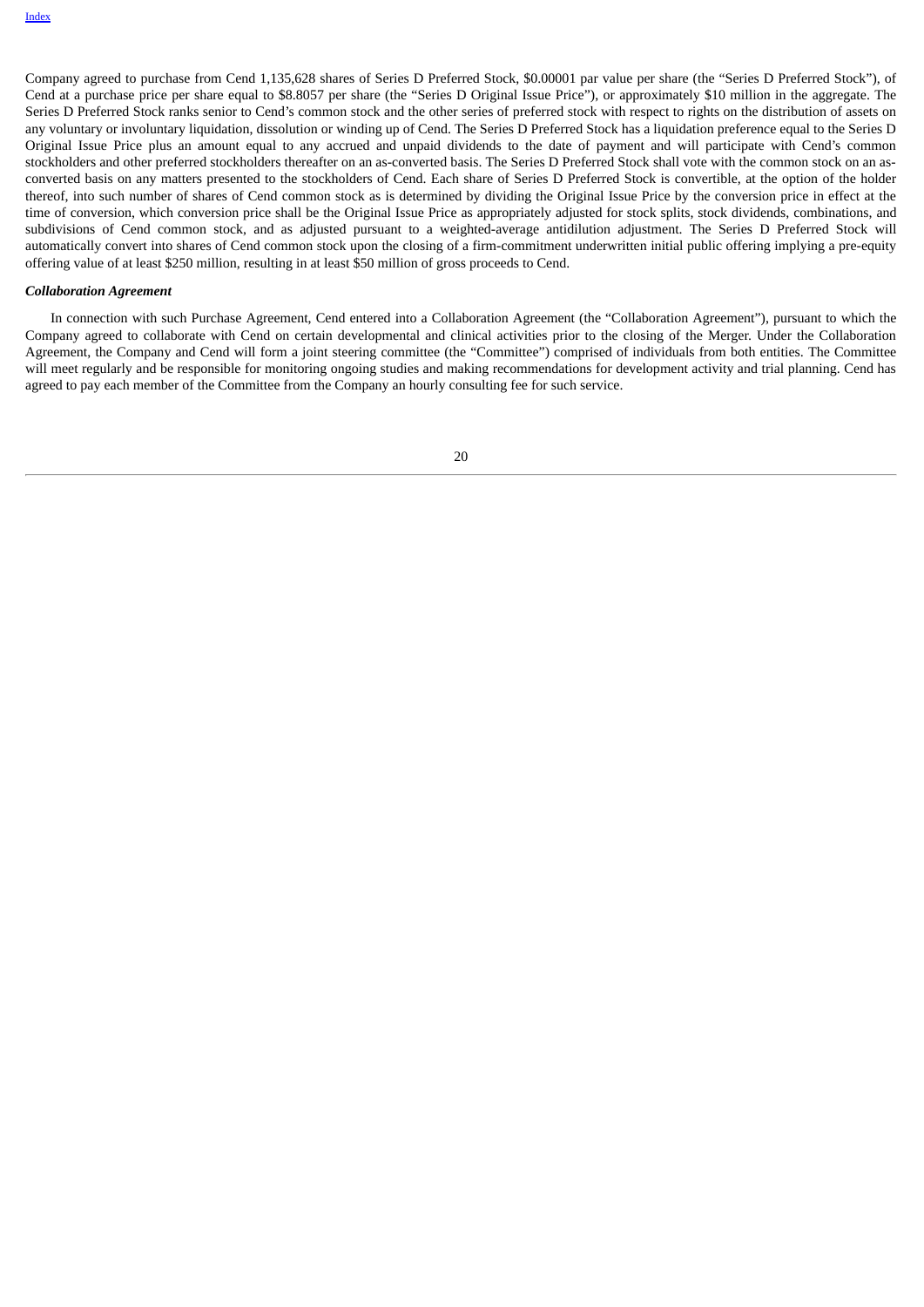Company agreed to purchase from Cend 1,135,628 shares of Series D Preferred Stock, $0.00001 par value per share (the "Series D Preferred Stock"), of Cend at a purchase price per share equal to $8.8057 per share (the "Series D Original Issue Price"), or approximately $10 million in the aggregate. The Series D Preferred Stock ranks senior to Cend's common stock and the other series of preferred stock with respect to rights on the distribution of assets on any voluntary or involuntary liquidation, dissolution or winding up of Cend. The Series D Preferred Stock has a liquidation preference equal to the Series D Original Issue Price plus an amount equal to any accrued and unpaid dividends to the date of payment and will participate with Cend's common stockholders and other preferred stockholders thereafter on an as-converted basis. The Series D Preferred Stock shall vote with the common stock on an as-converted basis on any matters presented to the stockholders of Cend. Each share of Series D Preferred Stock is convertible, at the option of the holder thereof, into such number of shares of Cend common stock as is determined by dividing the Original Issue Price by the conversion price in effect at the time of conversion, which conversion price shall be the Original Issue Price as appropriately adjusted for stock splits, stock dividends, combinations, and subdivisions of Cend common stock, and as adjusted pursuant to a weighted-average antidilution adjustment. The Series D Preferred Stock will automatically convert into shares of Cend common stock upon the closing of a firm-commitment underwritten initial public offering implying a pre-equity offering value of at least $250 million, resulting in at least $50 million of gross proceeds to Cend.

***Collaboration Agreement***

In connection with such Purchase Agreement, Cend entered into a Collaboration Agreement (the "Collaboration Agreement"), pursuant to which the Company agreed to collaborate with Cend on certain developmental and clinical activities prior to the closing of the Merger. Under the Collaboration Agreement, the Company and Cend will form a joint steering committee (the "Committee") comprised of individuals from both entities. The Committee will meet regularly and be responsible for monitoring ongoing studies and making recommendations for development activity and trial planning. Cend has agreed to pay each member of the Committee from the Company an hourly consulting fee for such service.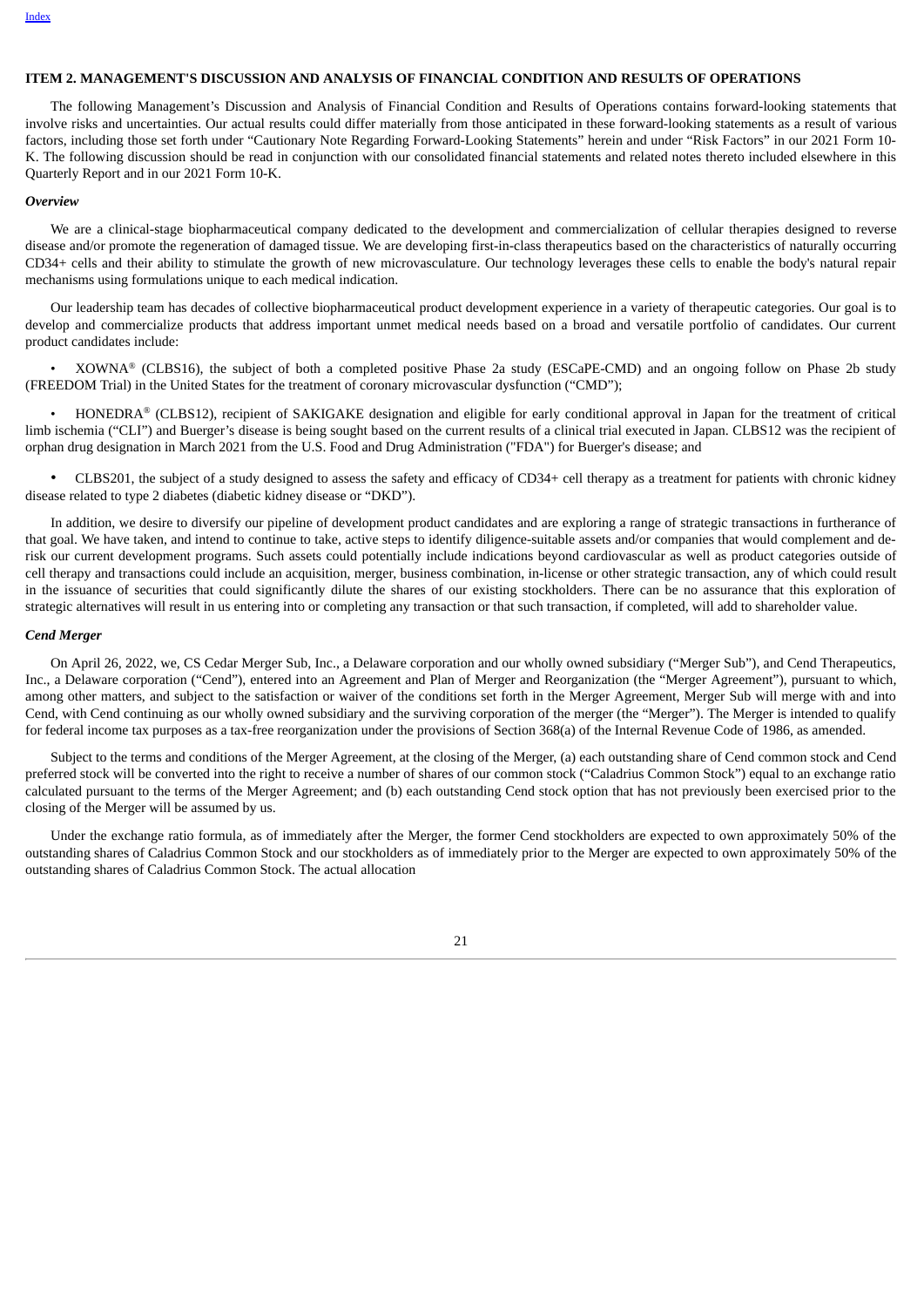## ITEM 2. MANAGEMENT'S DISCUSSION AND ANALYSIS OF FINANCIAL CONDITION AND RESULTS OF OPERATIONS

The following Management's Discussion and Analysis of Financial Condition and Results of Operations contains forward-looking statements that involve risks and uncertainties. Our actual results could differ materially from those anticipated in these forward-looking statements as a result of various factors, including those set forth under "Cautionary Note Regarding Forward-Looking Statements" herein and under "Risk Factors" in our 2021 Form 10-K. The following discussion should be read in conjunction with our consolidated financial statements and related notes thereto included elsewhere in this Quarterly Report and in our 2021 Form 10-K.

### *Overview*

We are a clinical-stage biopharmaceutical company dedicated to the development and commercialization of cellular therapies designed to reverse disease and/or promote the regeneration of damaged tissue. We are developing first-in-class therapeutics based on the characteristics of naturally occurring CD34+ cells and their ability to stimulate the growth of new microvasculature. Our technology leverages these cells to enable the body's natural repair mechanisms using formulations unique to each medical indication.

Our leadership team has decades of collective biopharmaceutical product development experience in a variety of therapeutic categories. Our goal is to develop and commercialize products that address important unmet medical needs based on a broad and versatile portfolio of candidates. Our current product candidates include:

- XOWNA® (CLBS16), the subject of both a completed positive Phase 2a study (ESCaPE-CMD) and an ongoing follow on Phase 2b study (FREEDOM Trial) in the United States for the treatment of coronary microvascular dysfunction ("CMD");
- HONEDRA® (CLBS12), recipient of SAKIGAKE designation and eligible for early conditional approval in Japan for the treatment of critical limb ischemia ("CLI") and Buerger's disease is being sought based on the current results of a clinical trial executed in Japan. CLBS12 was the recipient of orphan drug designation in March 2021 from the U.S. Food and Drug Administration ("FDA") for Buerger's disease; and
- CLBS201, the subject of a study designed to assess the safety and efficacy of CD34+ cell therapy as a treatment for patients with chronic kidney disease related to type 2 diabetes (diabetic kidney disease or "DKD").

In addition, we desire to diversify our pipeline of development product candidates and are exploring a range of strategic transactions in furtherance of that goal. We have taken, and intend to continue to take, active steps to identify diligence-suitable assets and/or companies that would complement and de-risk our current development programs. Such assets could potentially include indications beyond cardiovascular as well as product categories outside of cell therapy and transactions could include an acquisition, merger, business combination, in-license or other strategic transaction, any of which could result in the issuance of securities that could significantly dilute the shares of our existing stockholders. There can be no assurance that this exploration of strategic alternatives will result in us entering into or completing any transaction or that such transaction, if completed, will add to shareholder value.

### *Cend Merger*

On April 26, 2022, we, CS Cedar Merger Sub, Inc., a Delaware corporation and our wholly owned subsidiary ("Merger Sub"), and Cend Therapeutics, Inc., a Delaware corporation ("Cend"), entered into an Agreement and Plan of Merger and Reorganization (the "Merger Agreement"), pursuant to which, among other matters, and subject to the satisfaction or waiver of the conditions set forth in the Merger Agreement, Merger Sub will merge with and into Cend, with Cend continuing as our wholly owned subsidiary and the surviving corporation of the merger (the "Merger"). The Merger is intended to qualify for federal income tax purposes as a tax-free reorganization under the provisions of Section 368(a) of the Internal Revenue Code of 1986, as amended.

Subject to the terms and conditions of the Merger Agreement, at the closing of the Merger, (a) each outstanding share of Cend common stock and Cend preferred stock will be converted into the right to receive a number of shares of our common stock ("Caladrius Common Stock") equal to an exchange ratio calculated pursuant to the terms of the Merger Agreement; and (b) each outstanding Cend stock option that has not previously been exercised prior to the closing of the Merger will be assumed by us.

Under the exchange ratio formula, as of immediately after the Merger, the former Cend stockholders are expected to own approximately 50% of the outstanding shares of Caladrius Common Stock and our stockholders as of immediately prior to the Merger are expected to own approximately 50% of the outstanding shares of Caladrius Common Stock. The actual allocation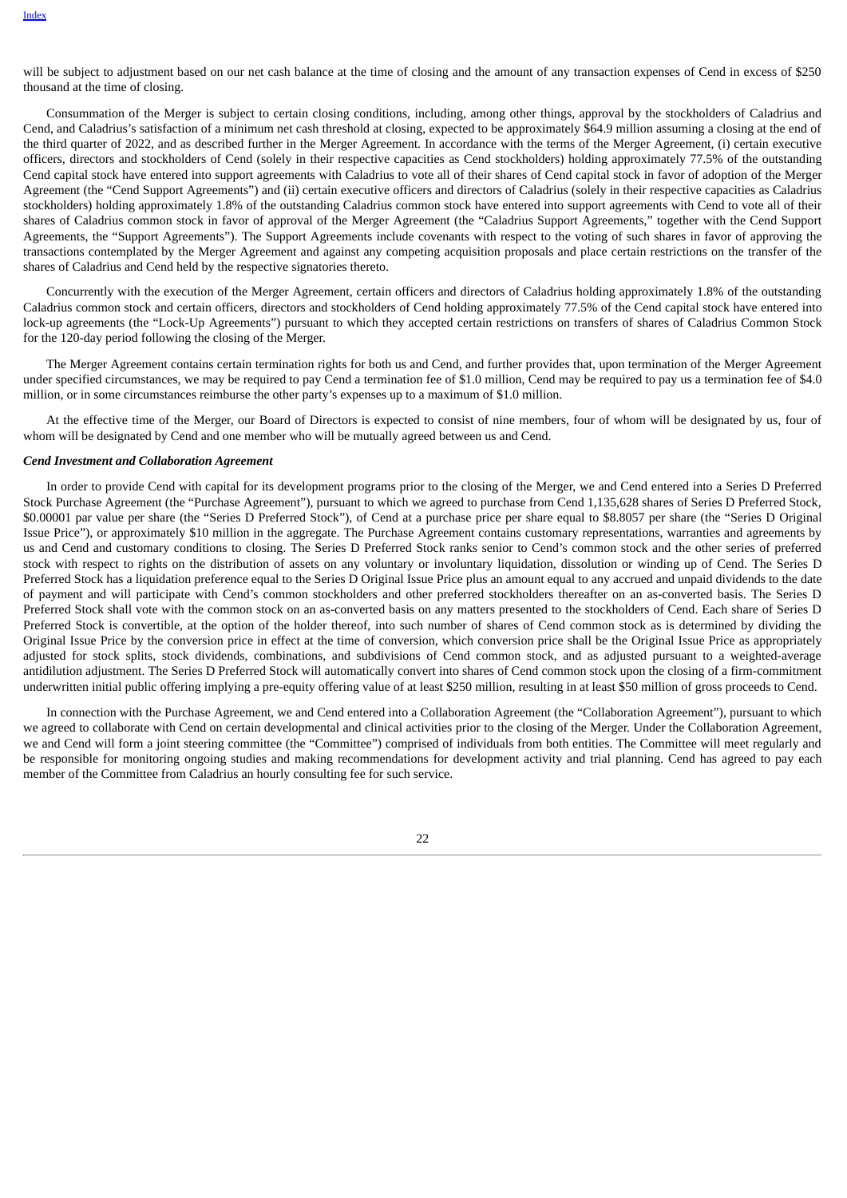will be subject to adjustment based on our net cash balance at the time of closing and the amount of any transaction expenses of Cend in excess of $250 thousand at the time of closing.

Consummation of the Merger is subject to certain closing conditions, including, among other things, approval by the stockholders of Caladrius and Cend, and Caladrius's satisfaction of a minimum net cash threshold at closing, expected to be approximately $64.9 million assuming a closing at the end of the third quarter of 2022, and as described further in the Merger Agreement. In accordance with the terms of the Merger Agreement, (i) certain executive officers, directors and stockholders of Cend (solely in their respective capacities as Cend stockholders) holding approximately 77.5% of the outstanding Cend capital stock have entered into support agreements with Caladrius to vote all of their shares of Cend capital stock in favor of adoption of the Merger Agreement (the "Cend Support Agreements") and (ii) certain executive officers and directors of Caladrius (solely in their respective capacities as Caladrius stockholders) holding approximately 1.8% of the outstanding Caladrius common stock have entered into support agreements with Cend to vote all of their shares of Caladrius common stock in favor of approval of the Merger Agreement (the "Caladrius Support Agreements," together with the Cend Support Agreements, the "Support Agreements"). The Support Agreements include covenants with respect to the voting of such shares in favor of approving the transactions contemplated by the Merger Agreement and against any competing acquisition proposals and place certain restrictions on the transfer of the shares of Caladrius and Cend held by the respective signatories thereto.

Concurrently with the execution of the Merger Agreement, certain officers and directors of Caladrius holding approximately 1.8% of the outstanding Caladrius common stock and certain officers, directors and stockholders of Cend holding approximately 77.5% of the Cend capital stock have entered into lock-up agreements (the "Lock-Up Agreements") pursuant to which they accepted certain restrictions on transfers of shares of Caladrius Common Stock for the 120-day period following the closing of the Merger.

The Merger Agreement contains certain termination rights for both us and Cend, and further provides that, upon termination of the Merger Agreement under specified circumstances, we may be required to pay Cend a termination fee of $1.0 million, Cend may be required to pay us a termination fee of $4.0 million, or in some circumstances reimburse the other party's expenses up to a maximum of $1.0 million.

At the effective time of the Merger, our Board of Directors is expected to consist of nine members, four of whom will be designated by us, four of whom will be designated by Cend and one member who will be mutually agreed between us and Cend.

***Cend Investment and Collaboration Agreement***

In order to provide Cend with capital for its development programs prior to the closing of the Merger, we and Cend entered into a Series D Preferred Stock Purchase Agreement (the "Purchase Agreement"), pursuant to which we agreed to purchase from Cend 1,135,628 shares of Series D Preferred Stock, $0.00001 par value per share (the "Series D Preferred Stock"), of Cend at a purchase price per share equal to $8.8057 per share (the "Series D Original Issue Price"), or approximately $10 million in the aggregate. The Purchase Agreement contains customary representations, warranties and agreements by us and Cend and customary conditions to closing. The Series D Preferred Stock ranks senior to Cend's common stock and the other series of preferred stock with respect to rights on the distribution of assets on any voluntary or involuntary liquidation, dissolution or winding up of Cend. The Series D Preferred Stock has a liquidation preference equal to the Series D Original Issue Price plus an amount equal to any accrued and unpaid dividends to the date of payment and will participate with Cend's common stockholders and other preferred stockholders thereafter on an as-converted basis. The Series D Preferred Stock shall vote with the common stock on an as-converted basis on any matters presented to the stockholders of Cend. Each share of Series D Preferred Stock is convertible, at the option of the holder thereof, into such number of shares of Cend common stock as is determined by dividing the Original Issue Price by the conversion price in effect at the time of conversion, which conversion price shall be the Original Issue Price as appropriately adjusted for stock splits, stock dividends, combinations, and subdivisions of Cend common stock, and as adjusted pursuant to a weighted-average antidilution adjustment. The Series D Preferred Stock will automatically convert into shares of Cend common stock upon the closing of a firm-commitment underwritten initial public offering implying a pre-equity offering value of at least $250 million, resulting in at least $50 million of gross proceeds to Cend.

In connection with the Purchase Agreement, we and Cend entered into a Collaboration Agreement (the "Collaboration Agreement"), pursuant to which we agreed to collaborate with Cend on certain developmental and clinical activities prior to the closing of the Merger. Under the Collaboration Agreement, we and Cend will form a joint steering committee (the "Committee") comprised of individuals from both entities. The Committee will meet regularly and be responsible for monitoring ongoing studies and making recommendations for development activity and trial planning. Cend has agreed to pay each member of the Committee from Caladrius an hourly consulting fee for such service.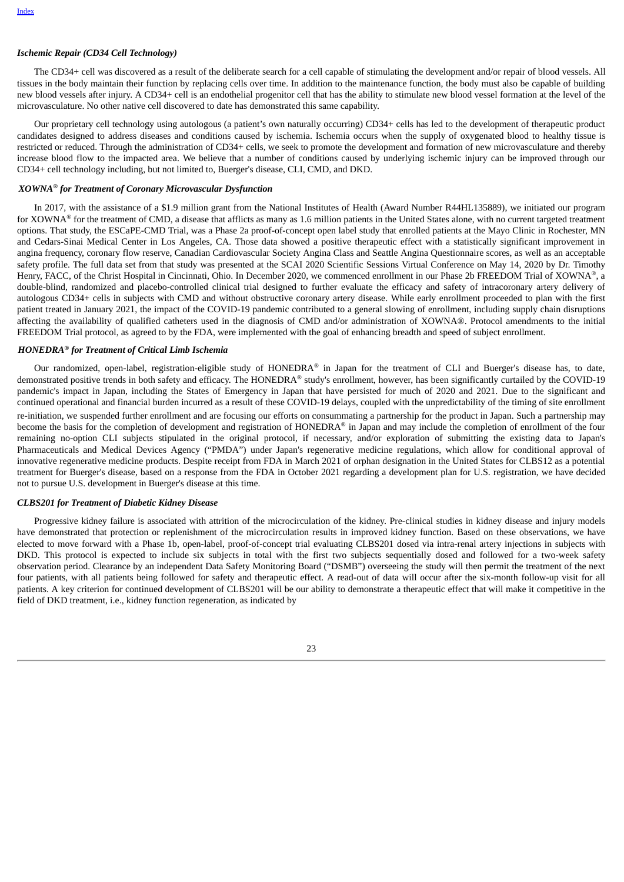***Ischemic Repair (CD34 Cell Technology)***

The CD34+ cell was discovered as a result of the deliberate search for a cell capable of stimulating the development and/or repair of blood vessels. All tissues in the body maintain their function by replacing cells over time. In addition to the maintenance function, the body must also be capable of building new blood vessels after injury. A CD34+ cell is an endothelial progenitor cell that has the ability to stimulate new blood vessel formation at the level of the microvasculature. No other native cell discovered to date has demonstrated this same capability.

Our proprietary cell technology using autologous (a patient's own naturally occurring) CD34+ cells has led to the development of therapeutic product candidates designed to address diseases and conditions caused by ischemia. Ischemia occurs when the supply of oxygenated blood to healthy tissue is restricted or reduced. Through the administration of CD34+ cells, we seek to promote the development and formation of new microvasculature and thereby increase blood flow to the impacted area. We believe that a number of conditions caused by underlying ischemic injury can be improved through our CD34+ cell technology including, but not limited to, Buerger's disease, CLI, CMD, and DKD.

***XOWNA® for Treatment of Coronary Microvascular Dysfunction***

In 2017, with the assistance of a $1.9 million grant from the National Institutes of Health (Award Number R44HL135889), we initiated our program for XOWNA® for the treatment of CMD, a disease that afflicts as many as 1.6 million patients in the United States alone, with no current targeted treatment options. That study, the ESCaPE-CMD Trial, was a Phase 2a proof-of-concept open label study that enrolled patients at the Mayo Clinic in Rochester, MN and Cedars-Sinai Medical Center in Los Angeles, CA. Those data showed a positive therapeutic effect with a statistically significant improvement in angina frequency, coronary flow reserve, Canadian Cardiovascular Society Angina Class and Seattle Angina Questionnaire scores, as well as an acceptable safety profile. The full data set from that study was presented at the SCAI 2020 Scientific Sessions Virtual Conference on May 14, 2020 by Dr. Timothy Henry, FACC, of the Christ Hospital in Cincinnati, Ohio. In December 2020, we commenced enrollment in our Phase 2b FREEDOM Trial of XOWNA®, a double-blind, randomized and placebo-controlled clinical trial designed to further evaluate the efficacy and safety of intracoronary artery delivery of autologous CD34+ cells in subjects with CMD and without obstructive coronary artery disease. While early enrollment proceeded to plan with the first patient treated in January 2021, the impact of the COVID-19 pandemic contributed to a general slowing of enrollment, including supply chain disruptions affecting the availability of qualified catheters used in the diagnosis of CMD and/or administration of XOWNA®. Protocol amendments to the initial FREEDOM Trial protocol, as agreed to by the FDA, were implemented with the goal of enhancing breadth and speed of subject enrollment.

***HONEDRA® for Treatment of Critical Limb Ischemia***

Our randomized, open-label, registration-eligible study of HONEDRA® in Japan for the treatment of CLI and Buerger's disease has, to date, demonstrated positive trends in both safety and efficacy. The HONEDRA® study's enrollment, however, has been significantly curtailed by the COVID-19 pandemic's impact in Japan, including the States of Emergency in Japan that have persisted for much of 2020 and 2021. Due to the significant and continued operational and financial burden incurred as a result of these COVID-19 delays, coupled with the unpredictability of the timing of site enrollment re-initiation, we suspended further enrollment and are focusing our efforts on consummating a partnership for the product in Japan. Such a partnership may become the basis for the completion of development and registration of HONEDRA® in Japan and may include the completion of enrollment of the four remaining no-option CLI subjects stipulated in the original protocol, if necessary, and/or exploration of submitting the existing data to Japan's Pharmaceuticals and Medical Devices Agency ("PMDA") under Japan's regenerative medicine regulations, which allow for conditional approval of innovative regenerative medicine products. Despite receipt from FDA in March 2021 of orphan designation in the United States for CLBS12 as a potential treatment for Buerger's disease, based on a response from the FDA in October 2021 regarding a development plan for U.S. registration, we have decided not to pursue U.S. development in Buerger's disease at this time.

***CLBS201 for Treatment of Diabetic Kidney Disease***

Progressive kidney failure is associated with attrition of the microcirculation of the kidney. Pre-clinical studies in kidney disease and injury models have demonstrated that protection or replenishment of the microcirculation results in improved kidney function. Based on these observations, we have elected to move forward with a Phase 1b, open-label, proof-of-concept trial evaluating CLBS201 dosed via intra-renal artery injections in subjects with DKD. This protocol is expected to include six subjects in total with the first two subjects sequentially dosed and followed for a two-week safety observation period. Clearance by an independent Data Safety Monitoring Board ("DSMB") overseeing the study will then permit the treatment of the next four patients, with all patients being followed for safety and therapeutic effect. A read-out of data will occur after the six-month follow-up visit for all patients. A key criterion for continued development of CLBS201 will be our ability to demonstrate a therapeutic effect that will make it competitive in the field of DKD treatment, i.e., kidney function regeneration, as indicated by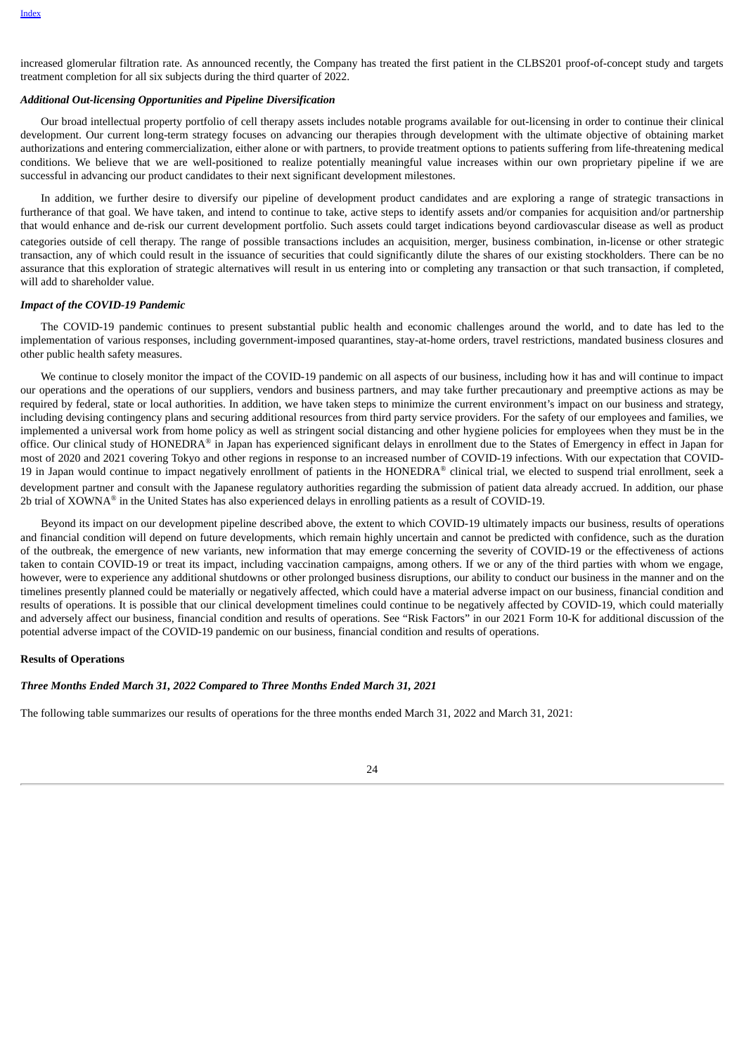increased glomerular filtration rate. As announced recently, the Company has treated the first patient in the CLBS201 proof-of-concept study and targets treatment completion for all six subjects during the third quarter of 2022.

***Additional Out-licensing Opportunities and Pipeline Diversification***

Our broad intellectual property portfolio of cell therapy assets includes notable programs available for out-licensing in order to continue their clinical development. Our current long-term strategy focuses on advancing our therapies through development with the ultimate objective of obtaining market authorizations and entering commercialization, either alone or with partners, to provide treatment options to patients suffering from life-threatening medical conditions. We believe that we are well-positioned to realize potentially meaningful value increases within our own proprietary pipeline if we are successful in advancing our product candidates to their next significant development milestones.

In addition, we further desire to diversify our pipeline of development product candidates and are exploring a range of strategic transactions in furtherance of that goal. We have taken, and intend to continue to take, active steps to identify assets and/or companies for acquisition and/or partnership that would enhance and de-risk our current development portfolio. Such assets could target indications beyond cardiovascular disease as well as product categories outside of cell therapy. The range of possible transactions includes an acquisition, merger, business combination, in-license or other strategic transaction, any of which could result in the issuance of securities that could significantly dilute the shares of our existing stockholders. There can be no assurance that this exploration of strategic alternatives will result in us entering into or completing any transaction or that such transaction, if completed, will add to shareholder value.

***Impact of the COVID-19 Pandemic***

The COVID-19 pandemic continues to present substantial public health and economic challenges around the world, and to date has led to the implementation of various responses, including government-imposed quarantines, stay-at-home orders, travel restrictions, mandated business closures and other public health safety measures.

We continue to closely monitor the impact of the COVID-19 pandemic on all aspects of our business, including how it has and will continue to impact our operations and the operations of our suppliers, vendors and business partners, and may take further precautionary and preemptive actions as may be required by federal, state or local authorities. In addition, we have taken steps to minimize the current environment's impact on our business and strategy, including devising contingency plans and securing additional resources from third party service providers. For the safety of our employees and families, we implemented a universal work from home policy as well as stringent social distancing and other hygiene policies for employees when they must be in the office. Our clinical study of HONEDRA® in Japan has experienced significant delays in enrollment due to the States of Emergency in effect in Japan for most of 2020 and 2021 covering Tokyo and other regions in response to an increased number of COVID-19 infections. With our expectation that COVID-19 in Japan would continue to impact negatively enrollment of patients in the HONEDRA® clinical trial, we elected to suspend trial enrollment, seek a development partner and consult with the Japanese regulatory authorities regarding the submission of patient data already accrued. In addition, our phase 2b trial of XOWNA® in the United States has also experienced delays in enrolling patients as a result of COVID-19.

Beyond its impact on our development pipeline described above, the extent to which COVID-19 ultimately impacts our business, results of operations and financial condition will depend on future developments, which remain highly uncertain and cannot be predicted with confidence, such as the duration of the outbreak, the emergence of new variants, new information that may emerge concerning the severity of COVID-19 or the effectiveness of actions taken to contain COVID-19 or treat its impact, including vaccination campaigns, among others. If we or any of the third parties with whom we engage, however, were to experience any additional shutdowns or other prolonged business disruptions, our ability to conduct our business in the manner and on the timelines presently planned could be materially or negatively affected, which could have a material adverse impact on our business, financial condition and results of operations. It is possible that our clinical development timelines could continue to be negatively affected by COVID-19, which could materially and adversely affect our business, financial condition and results of operations. See "Risk Factors" in our 2021 Form 10-K for additional discussion of the potential adverse impact of the COVID-19 pandemic on our business, financial condition and results of operations.

**Results of Operations**

***Three Months Ended March 31, 2022 Compared to Three Months Ended March 31, 2021***

The following table summarizes our results of operations for the three months ended March 31, 2022 and March 31, 2021: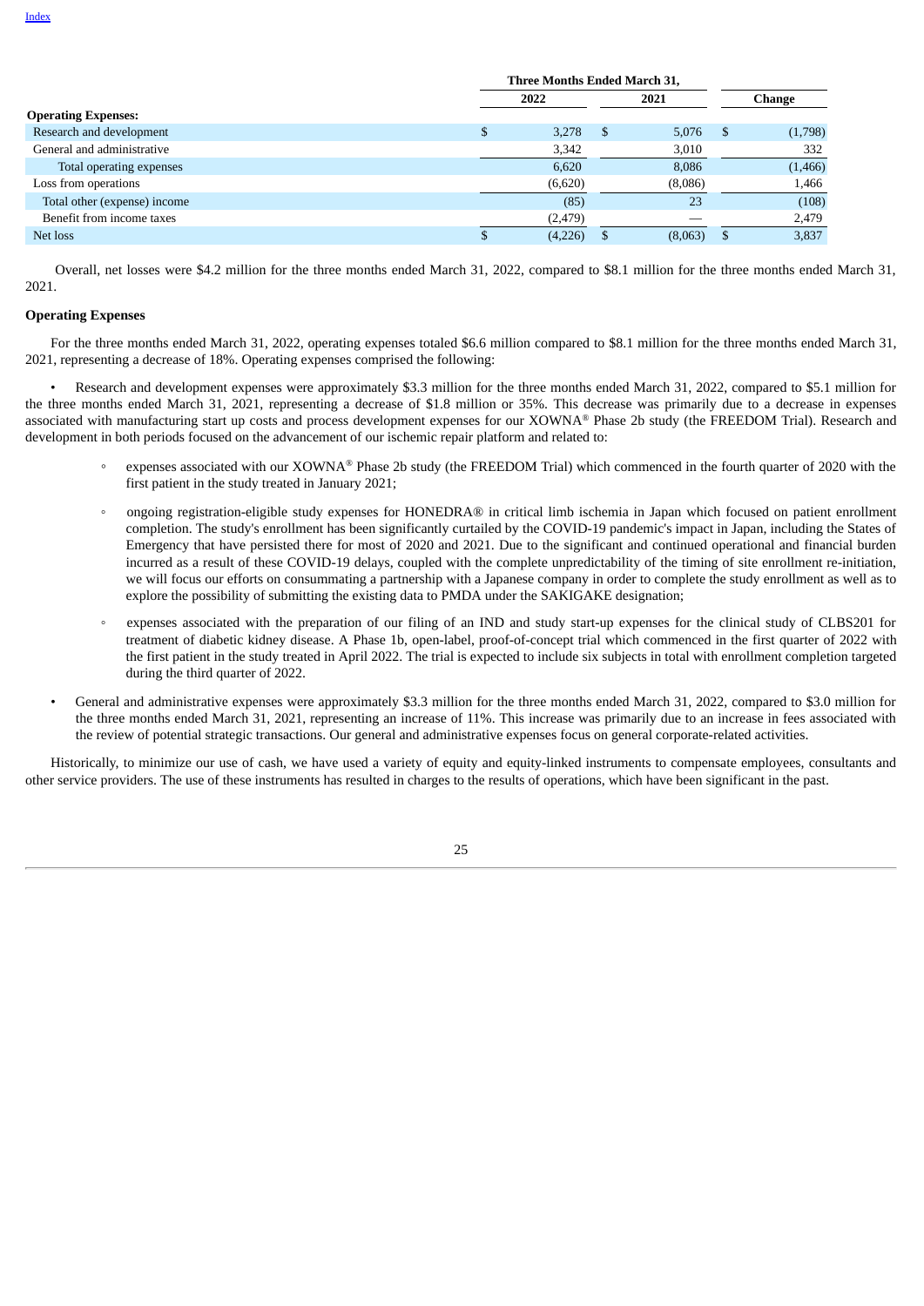|  | Three Months Ended March 31, |  |  |
|---|---|---|---|
|  | 2022 | 2021 | Change |
| **Operating Expenses:** |  |  |  |
| Research and development | $ 3,278 | $ 5,076 | $ (1,798) |
| General and administrative | 3,342 | 3,010 | 332 |
| Total operating expenses | 6,620 | 8,086 | (1,466) |
| Loss from operations | (6,620) | (8,086) | 1,466 |
| Total other (expense) income | (85) | 23 | (108) |
| Benefit from income taxes | (2,479) | — | 2,479 |
| Net loss | $ (4,226) | $ (8,063) | $ 3,837 |

Overall, net losses were $4.2 million for the three months ended March 31, 2022, compared to $8.1 million for the three months ended March 31, 2021.

**Operating Expenses**

For the three months ended March 31, 2022, operating expenses totaled $6.6 million compared to $8.1 million for the three months ended March 31, 2021, representing a decrease of 18%. Operating expenses comprised the following:

- Research and development expenses were approximately $3.3 million for the three months ended March 31, 2022, compared to $5.1 million for the three months ended March 31, 2021, representing a decrease of $1.8 million or 35%. This decrease was primarily due to a decrease in expenses associated with manufacturing start up costs and process development expenses for our XOWNA® Phase 2b study (the FREEDOM Trial). Research and development in both periods focused on the advancement of our ischemic repair platform and related to:
    - expenses associated with our XOWNA® Phase 2b study (the FREEDOM Trial) which commenced in the fourth quarter of 2020 with the first patient in the study treated in January 2021;
    - ongoing registration-eligible study expenses for HONEDRA® in critical limb ischemia in Japan which focused on patient enrollment completion. The study's enrollment has been significantly curtailed by the COVID-19 pandemic's impact in Japan, including the States of Emergency that have persisted there for most of 2020 and 2021. Due to the significant and continued operational and financial burden incurred as a result of these COVID-19 delays, coupled with the complete unpredictability of the timing of site enrollment re-initiation, we will focus our efforts on consummating a partnership with a Japanese company in order to complete the study enrollment as well as to explore the possibility of submitting the existing data to PMDA under the SAKIGAKE designation;
    - expenses associated with the preparation of our filing of an IND and study start-up expenses for the clinical study of CLBS201 for treatment of diabetic kidney disease. A Phase 1b, open-label, proof-of-concept trial which commenced in the first quarter of 2022 with the first patient in the study treated in April 2022. The trial is expected to include six subjects in total with enrollment completion targeted during the third quarter of 2022.
- General and administrative expenses were approximately $3.3 million for the three months ended March 31, 2022, compared to $3.0 million for the three months ended March 31, 2021, representing an increase of 11%. This increase was primarily due to an increase in fees associated with the review of potential strategic transactions. Our general and administrative expenses focus on general corporate-related activities.

Historically, to minimize our use of cash, we have used a variety of equity and equity-linked instruments to compensate employees, consultants and other service providers. The use of these instruments has resulted in charges to the results of operations, which have been significant in the past.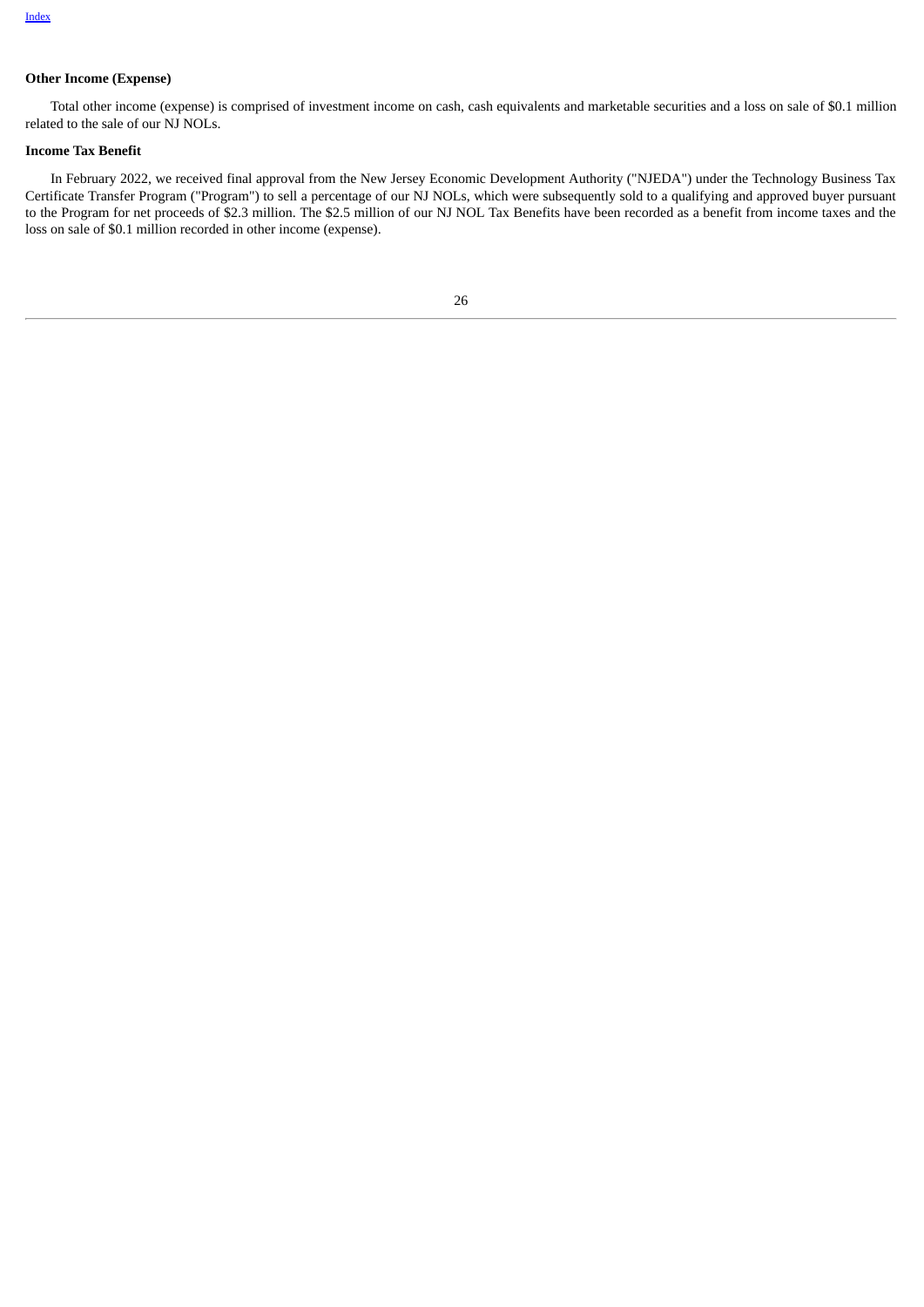**Other Income (Expense)**

Total other income (expense) is comprised of investment income on cash, cash equivalents and marketable securities and a loss on sale of $0.1 million related to the sale of our NJ NOLs.

**Income Tax Benefit**

In February 2022, we received final approval from the New Jersey Economic Development Authority ("NJEDA") under the Technology Business Tax Certificate Transfer Program ("Program") to sell a percentage of our NJ NOLs, which were subsequently sold to a qualifying and approved buyer pursuant to the Program for net proceeds of $2.3 million. The $2.5 million of our NJ NOL Tax Benefits have been recorded as a benefit from income taxes and the loss on sale of $0.1 million recorded in other income (expense).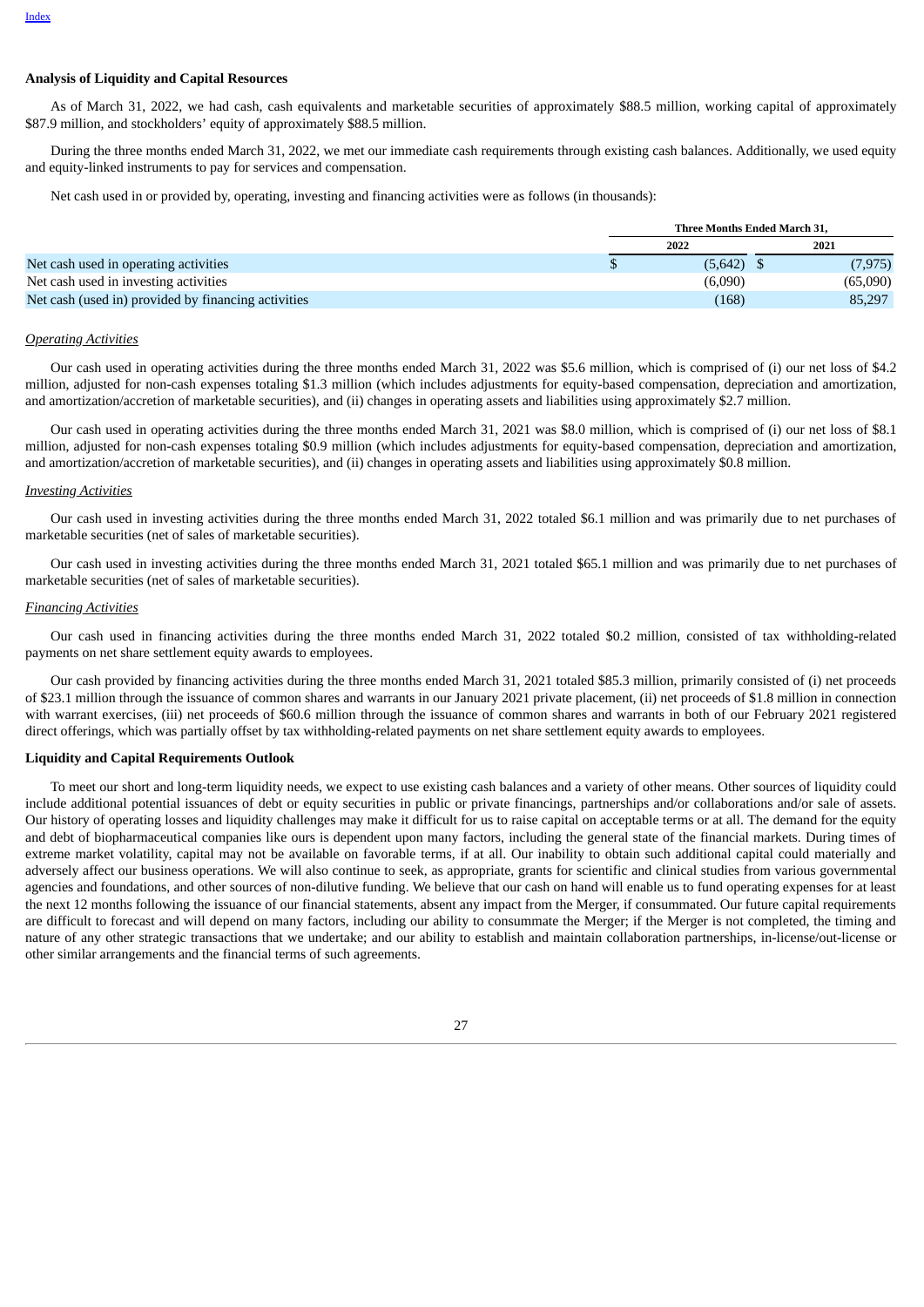**Analysis of Liquidity and Capital Resources**

As of March 31, 2022, we had cash, cash equivalents and marketable securities of approximately $88.5 million, working capital of approximately $87.9 million, and stockholders' equity of approximately $88.5 million.

During the three months ended March 31, 2022, we met our immediate cash requirements through existing cash balances. Additionally, we used equity and equity-linked instruments to pay for services and compensation.

Net cash used in or provided by, operating, investing and financing activities were as follows (in thousands):

| | Three Months Ended March 31, | |
|---|---|---|
| | 2022 | 2021 |
| Net cash used in operating activities | $ (5,642) | $ (7,975) |
| Net cash used in investing activities | (6,090) | (65,090) |
| Net cash (used in) provided by financing activities | (168) | 85,297 |

*Operating Activities*

Our cash used in operating activities during the three months ended March 31, 2022 was $5.6 million, which is comprised of (i) our net loss of $4.2 million, adjusted for non-cash expenses totaling $1.3 million (which includes adjustments for equity-based compensation, depreciation and amortization, and amortization/accretion of marketable securities), and (ii) changes in operating assets and liabilities using approximately $2.7 million.

Our cash used in operating activities during the three months ended March 31, 2021 was $8.0 million, which is comprised of (i) our net loss of $8.1 million, adjusted for non-cash expenses totaling $0.9 million (which includes adjustments for equity-based compensation, depreciation and amortization, and amortization/accretion of marketable securities), and (ii) changes in operating assets and liabilities using approximately $0.8 million.

*Investing Activities*

Our cash used in investing activities during the three months ended March 31, 2022 totaled $6.1 million and was primarily due to net purchases of marketable securities (net of sales of marketable securities).

Our cash used in investing activities during the three months ended March 31, 2021 totaled $65.1 million and was primarily due to net purchases of marketable securities (net of sales of marketable securities).

*Financing Activities*

Our cash used in financing activities during the three months ended March 31, 2022 totaled $0.2 million, consisted of tax withholding-related payments on net share settlement equity awards to employees.

Our cash provided by financing activities during the three months ended March 31, 2021 totaled $85.3 million, primarily consisted of (i) net proceeds of $23.1 million through the issuance of common shares and warrants in our January 2021 private placement, (ii) net proceeds of $1.8 million in connection with warrant exercises, (iii) net proceeds of $60.6 million through the issuance of common shares and warrants in both of our February 2021 registered direct offerings, which was partially offset by tax withholding-related payments on net share settlement equity awards to employees.

**Liquidity and Capital Requirements Outlook**

To meet our short and long-term liquidity needs, we expect to use existing cash balances and a variety of other means. Other sources of liquidity could include additional potential issuances of debt or equity securities in public or private financings, partnerships and/or collaborations and/or sale of assets. Our history of operating losses and liquidity challenges may make it difficult for us to raise capital on acceptable terms or at all. The demand for the equity and debt of biopharmaceutical companies like ours is dependent upon many factors, including the general state of the financial markets. During times of extreme market volatility, capital may not be available on favorable terms, if at all. Our inability to obtain such additional capital could materially and adversely affect our business operations. We will also continue to seek, as appropriate, grants for scientific and clinical studies from various governmental agencies and foundations, and other sources of non-dilutive funding. We believe that our cash on hand will enable us to fund operating expenses for at least the next 12 months following the issuance of our financial statements, absent any impact from the Merger, if consummated. Our future capital requirements are difficult to forecast and will depend on many factors, including our ability to consummate the Merger; if the Merger is not completed, the timing and nature of any other strategic transactions that we undertake; and our ability to establish and maintain collaboration partnerships, in-license/out-license or other similar arrangements and the financial terms of such agreements.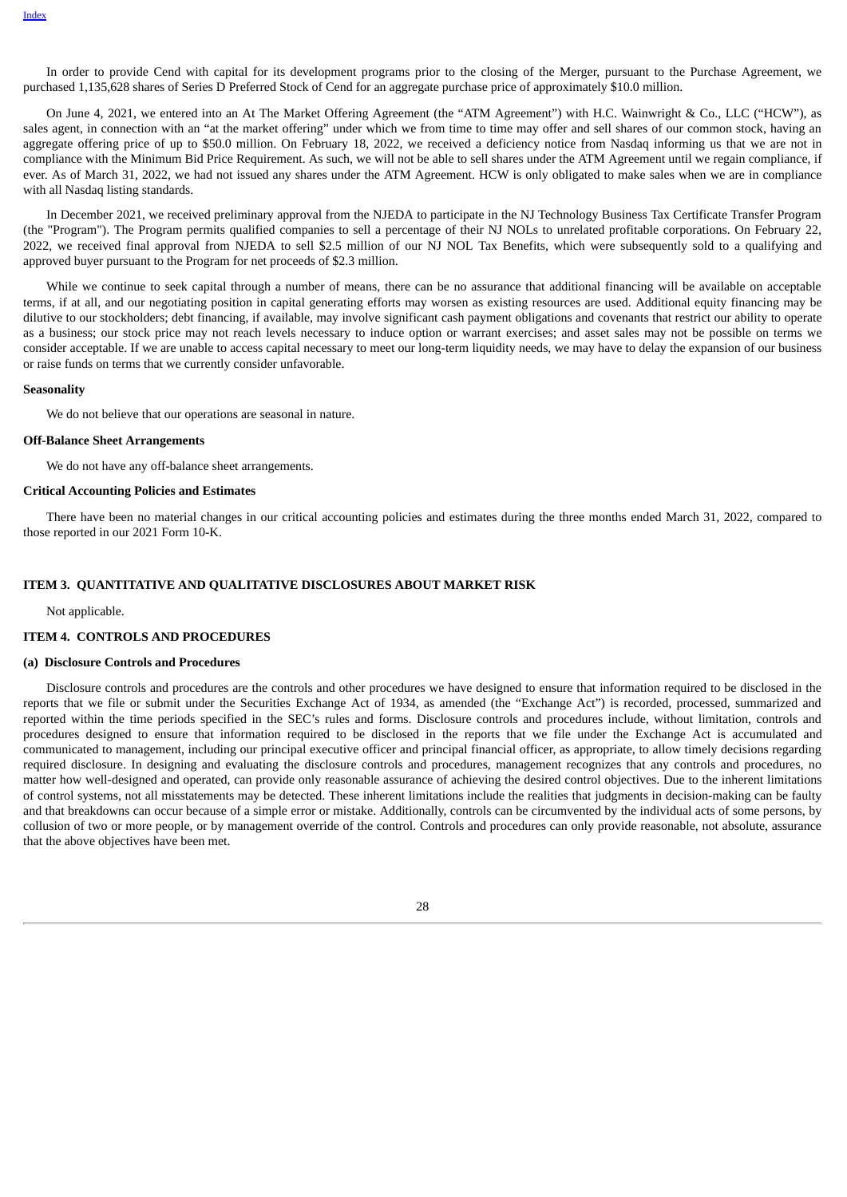In order to provide Cend with capital for its development programs prior to the closing of the Merger, pursuant to the Purchase Agreement, we purchased 1,135,628 shares of Series D Preferred Stock of Cend for an aggregate purchase price of approximately $10.0 million.

On June 4, 2021, we entered into an At The Market Offering Agreement (the "ATM Agreement") with H.C. Wainwright & Co., LLC ("HCW"), as sales agent, in connection with an "at the market offering" under which we from time to time may offer and sell shares of our common stock, having an aggregate offering price of up to $50.0 million. On February 18, 2022, we received a deficiency notice from Nasdaq informing us that we are not in compliance with the Minimum Bid Price Requirement. As such, we will not be able to sell shares under the ATM Agreement until we regain compliance, if ever. As of March 31, 2022, we had not issued any shares under the ATM Agreement. HCW is only obligated to make sales when we are in compliance with all Nasdaq listing standards.

In December 2021, we received preliminary approval from the NJEDA to participate in the NJ Technology Business Tax Certificate Transfer Program (the "Program"). The Program permits qualified companies to sell a percentage of their NJ NOLs to unrelated profitable corporations. On February 22, 2022, we received final approval from NJEDA to sell $2.5 million of our NJ NOL Tax Benefits, which were subsequently sold to a qualifying and approved buyer pursuant to the Program for net proceeds of $2.3 million.

While we continue to seek capital through a number of means, there can be no assurance that additional financing will be available on acceptable terms, if at all, and our negotiating position in capital generating efforts may worsen as existing resources are used. Additional equity financing may be dilutive to our stockholders; debt financing, if available, may involve significant cash payment obligations and covenants that restrict our ability to operate as a business; our stock price may not reach levels necessary to induce option or warrant exercises; and asset sales may not be possible on terms we consider acceptable. If we are unable to access capital necessary to meet our long-term liquidity needs, we may have to delay the expansion of our business or raise funds on terms that we currently consider unfavorable.

**Seasonality**

We do not believe that our operations are seasonal in nature.

**Off-Balance Sheet Arrangements**

We do not have any off-balance sheet arrangements.

**Critical Accounting Policies and Estimates**

There have been no material changes in our critical accounting policies and estimates during the three months ended March 31, 2022, compared to those reported in our 2021 Form 10-K.

## ITEM 3. QUANTITATIVE AND QUALITATIVE DISCLOSURES ABOUT MARKET RISK

Not applicable.

## ITEM 4. CONTROLS AND PROCEDURES

**(a) Disclosure Controls and Procedures**

Disclosure controls and procedures are the controls and other procedures we have designed to ensure that information required to be disclosed in the reports that we file or submit under the Securities Exchange Act of 1934, as amended (the "Exchange Act") is recorded, processed, summarized and reported within the time periods specified in the SEC's rules and forms. Disclosure controls and procedures include, without limitation, controls and procedures designed to ensure that information required to be disclosed in the reports that we file under the Exchange Act is accumulated and communicated to management, including our principal executive officer and principal financial officer, as appropriate, to allow timely decisions regarding required disclosure. In designing and evaluating the disclosure controls and procedures, management recognizes that any controls and procedures, no matter how well-designed and operated, can provide only reasonable assurance of achieving the desired control objectives. Due to the inherent limitations of control systems, not all misstatements may be detected. These inherent limitations include the realities that judgments in decision-making can be faulty and that breakdowns can occur because of a simple error or mistake. Additionally, controls can be circumvented by the individual acts of some persons, by collusion of two or more people, or by management override of the control. Controls and procedures can only provide reasonable, not absolute, assurance that the above objectives have been met.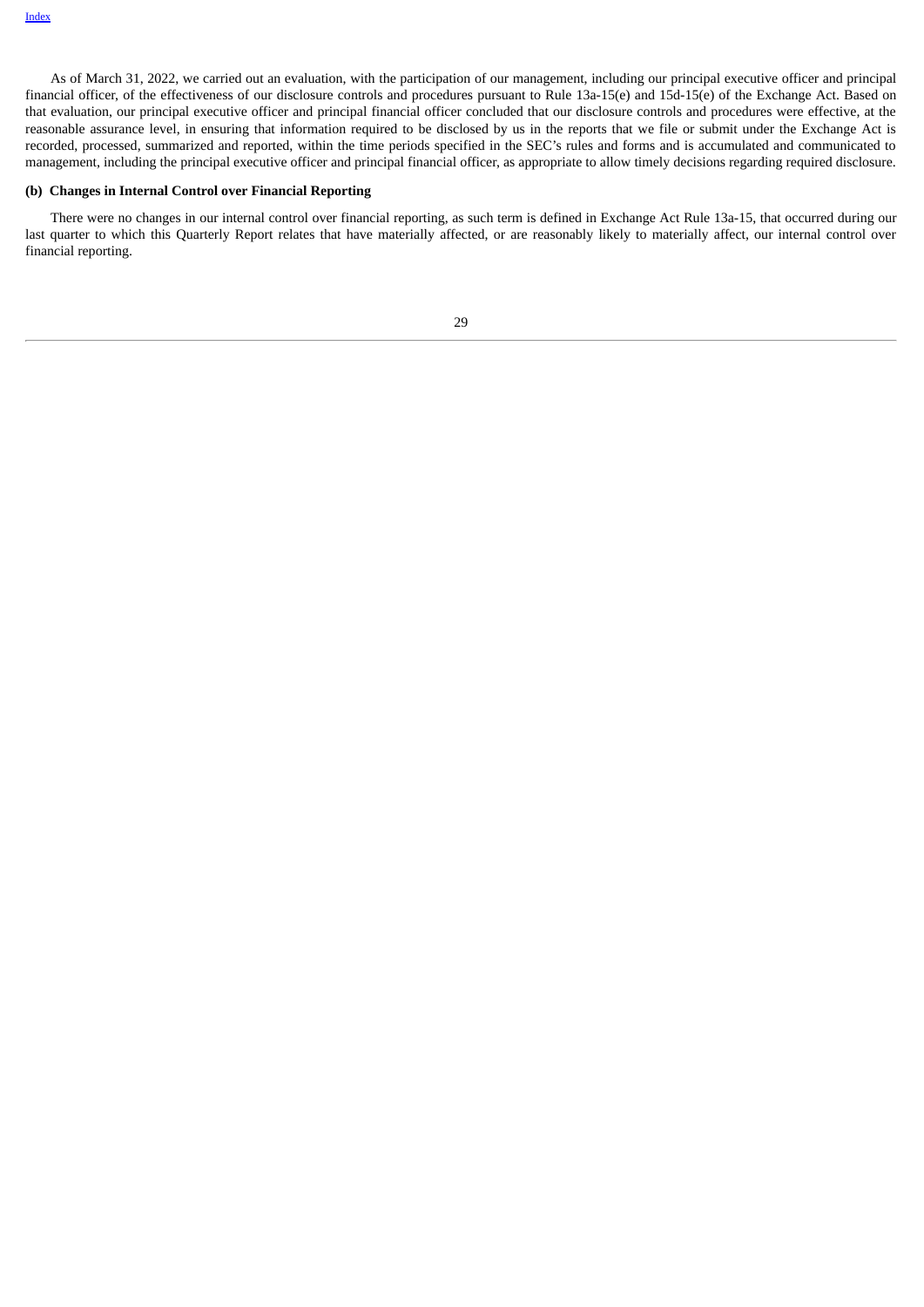As of March 31, 2022, we carried out an evaluation, with the participation of our management, including our principal executive officer and principal financial officer, of the effectiveness of our disclosure controls and procedures pursuant to Rule 13a-15(e) and 15d-15(e) of the Exchange Act. Based on that evaluation, our principal executive officer and principal financial officer concluded that our disclosure controls and procedures were effective, at the reasonable assurance level, in ensuring that information required to be disclosed by us in the reports that we file or submit under the Exchange Act is recorded, processed, summarized and reported, within the time periods specified in the SEC's rules and forms and is accumulated and communicated to management, including the principal executive officer and principal financial officer, as appropriate to allow timely decisions regarding required disclosure.

**(b) Changes in Internal Control over Financial Reporting**

There were no changes in our internal control over financial reporting, as such term is defined in Exchange Act Rule 13a-15, that occurred during our last quarter to which this Quarterly Report relates that have materially affected, or are reasonably likely to materially affect, our internal control over financial reporting.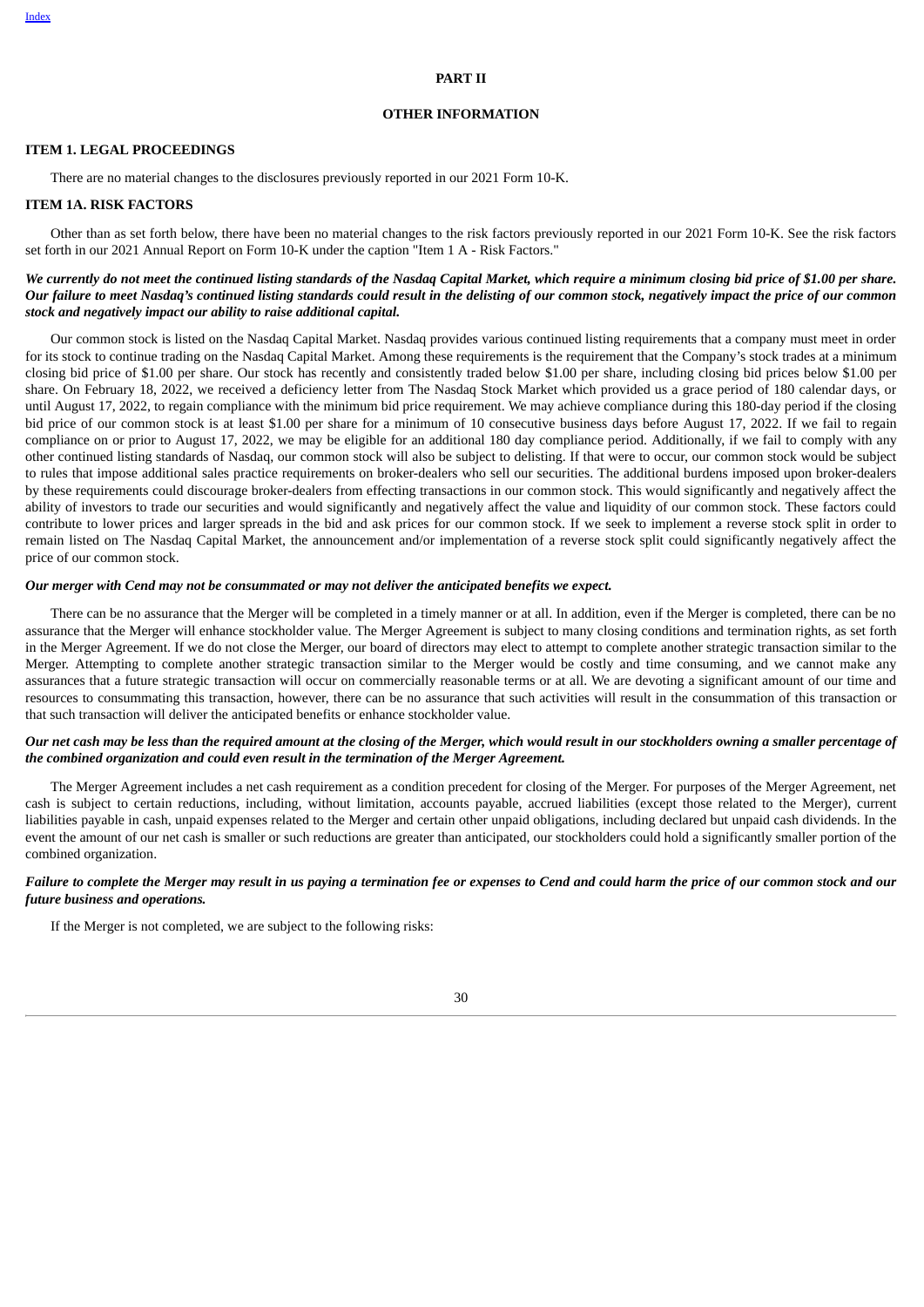## PART II

## OTHER INFORMATION

### ITEM 1. LEGAL PROCEEDINGS

There are no material changes to the disclosures previously reported in our 2021 Form 10-K.

### ITEM 1A. RISK FACTORS

Other than as set forth below, there have been no material changes to the risk factors previously reported in our 2021 Form 10-K. See the risk factors set forth in our 2021 Annual Report on Form 10-K under the caption "Item 1 A - Risk Factors."

***We currently do not meet the continued listing standards of the Nasdaq Capital Market, which require a minimum closing bid price of $1.00 per share. Our failure to meet Nasdaq's continued listing standards could result in the delisting of our common stock, negatively impact the price of our common stock and negatively impact our ability to raise additional capital.***

Our common stock is listed on the Nasdaq Capital Market. Nasdaq provides various continued listing requirements that a company must meet in order for its stock to continue trading on the Nasdaq Capital Market. Among these requirements is the requirement that the Company's stock trades at a minimum closing bid price of $1.00 per share. Our stock has recently and consistently traded below $1.00 per share, including closing bid prices below $1.00 per share. On February 18, 2022, we received a deficiency letter from The Nasdaq Stock Market which provided us a grace period of 180 calendar days, or until August 17, 2022, to regain compliance with the minimum bid price requirement. We may achieve compliance during this 180-day period if the closing bid price of our common stock is at least $1.00 per share for a minimum of 10 consecutive business days before August 17, 2022. If we fail to regain compliance on or prior to August 17, 2022, we may be eligible for an additional 180 day compliance period. Additionally, if we fail to comply with any other continued listing standards of Nasdaq, our common stock will also be subject to delisting. If that were to occur, our common stock would be subject to rules that impose additional sales practice requirements on broker-dealers who sell our securities. The additional burdens imposed upon broker-dealers by these requirements could discourage broker-dealers from effecting transactions in our common stock. This would significantly and negatively affect the ability of investors to trade our securities and would significantly and negatively affect the value and liquidity of our common stock. These factors could contribute to lower prices and larger spreads in the bid and ask prices for our common stock. If we seek to implement a reverse stock split in order to remain listed on The Nasdaq Capital Market, the announcement and/or implementation of a reverse stock split could significantly negatively affect the price of our common stock.

***Our merger with Cend may not be consummated or may not deliver the anticipated benefits we expect.***

There can be no assurance that the Merger will be completed in a timely manner or at all. In addition, even if the Merger is completed, there can be no assurance that the Merger will enhance stockholder value. The Merger Agreement is subject to many closing conditions and termination rights, as set forth in the Merger Agreement. If we do not close the Merger, our board of directors may elect to attempt to complete another strategic transaction similar to the Merger. Attempting to complete another strategic transaction similar to the Merger would be costly and time consuming, and we cannot make any assurances that a future strategic transaction will occur on commercially reasonable terms or at all. We are devoting a significant amount of our time and resources to consummating this transaction, however, there can be no assurance that such activities will result in the consummation of this transaction or that such transaction will deliver the anticipated benefits or enhance stockholder value.

***Our net cash may be less than the required amount at the closing of the Merger, which would result in our stockholders owning a smaller percentage of the combined organization and could even result in the termination of the Merger Agreement.***

The Merger Agreement includes a net cash requirement as a condition precedent for closing of the Merger. For purposes of the Merger Agreement, net cash is subject to certain reductions, including, without limitation, accounts payable, accrued liabilities (except those related to the Merger), current liabilities payable in cash, unpaid expenses related to the Merger and certain other unpaid obligations, including declared but unpaid cash dividends. In the event the amount of our net cash is smaller or such reductions are greater than anticipated, our stockholders could hold a significantly smaller portion of the combined organization.

***Failure to complete the Merger may result in us paying a termination fee or expenses to Cend and could harm the price of our common stock and our future business and operations.***

If the Merger is not completed, we are subject to the following risks: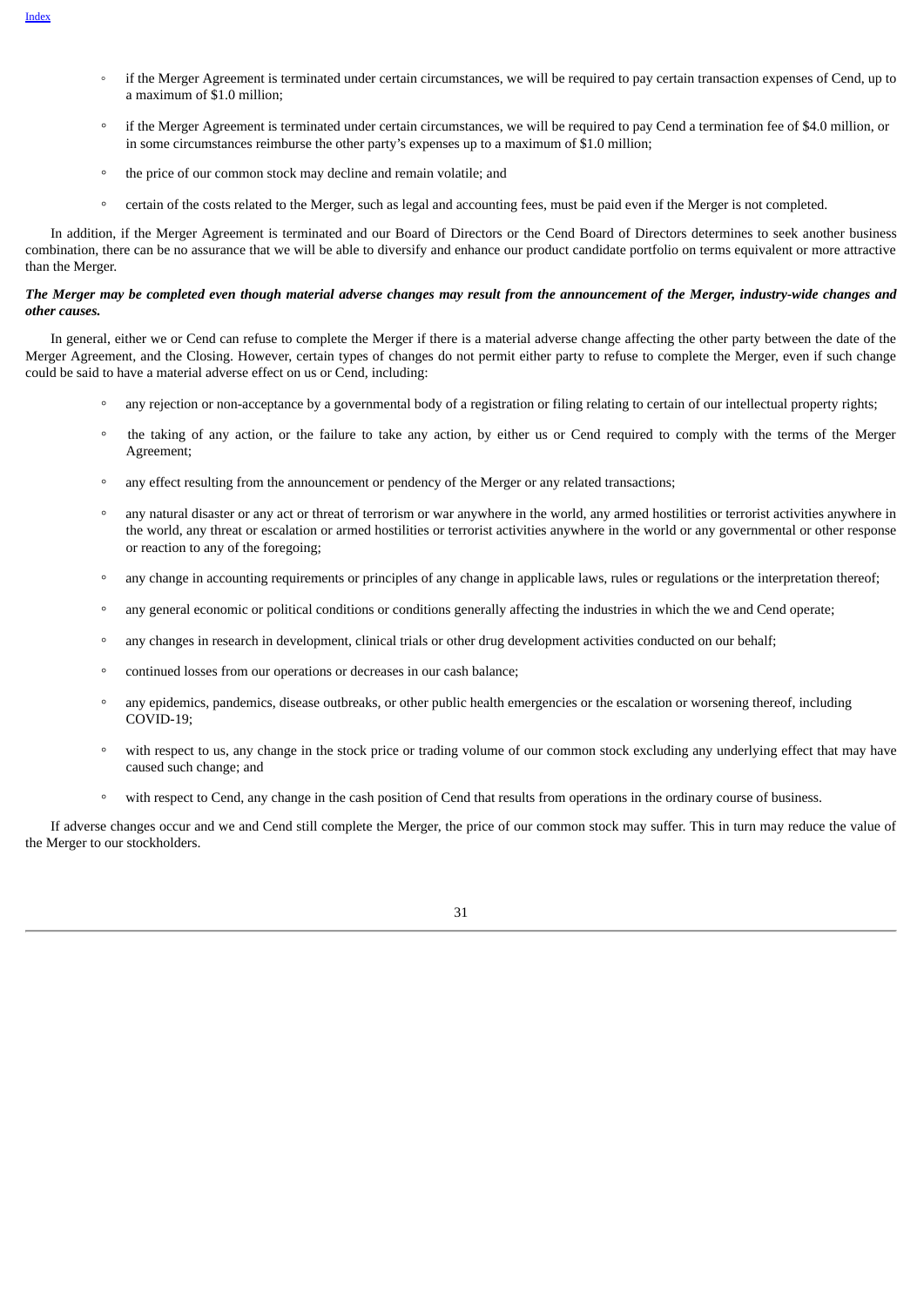- if the Merger Agreement is terminated under certain circumstances, we will be required to pay certain transaction expenses of Cend, up to a maximum of $1.0 million;
- if the Merger Agreement is terminated under certain circumstances, we will be required to pay Cend a termination fee of $4.0 million, or in some circumstances reimburse the other party's expenses up to a maximum of $1.0 million;
- the price of our common stock may decline and remain volatile; and
- certain of the costs related to the Merger, such as legal and accounting fees, must be paid even if the Merger is not completed.

In addition, if the Merger Agreement is terminated and our Board of Directors or the Cend Board of Directors determines to seek another business combination, there can be no assurance that we will be able to diversify and enhance our product candidate portfolio on terms equivalent or more attractive than the Merger.

***The Merger may be completed even though material adverse changes may result from the announcement of the Merger, industry-wide changes and other causes.***

In general, either we or Cend can refuse to complete the Merger if there is a material adverse change affecting the other party between the date of the Merger Agreement, and the Closing. However, certain types of changes do not permit either party to refuse to complete the Merger, even if such change could be said to have a material adverse effect on us or Cend, including:

- any rejection or non-acceptance by a governmental body of a registration or filing relating to certain of our intellectual property rights;
- the taking of any action, or the failure to take any action, by either us or Cend required to comply with the terms of the Merger Agreement;
- any effect resulting from the announcement or pendency of the Merger or any related transactions;
- any natural disaster or any act or threat of terrorism or war anywhere in the world, any armed hostilities or terrorist activities anywhere in the world, any threat or escalation or armed hostilities or terrorist activities anywhere in the world or any governmental or other response or reaction to any of the foregoing;
- any change in accounting requirements or principles of any change in applicable laws, rules or regulations or the interpretation thereof;
- any general economic or political conditions or conditions generally affecting the industries in which the we and Cend operate;
- any changes in research in development, clinical trials or other drug development activities conducted on our behalf;
- continued losses from our operations or decreases in our cash balance;
- any epidemics, pandemics, disease outbreaks, or other public health emergencies or the escalation or worsening thereof, including COVID-19;
- with respect to us, any change in the stock price or trading volume of our common stock excluding any underlying effect that may have caused such change; and
- with respect to Cend, any change in the cash position of Cend that results from operations in the ordinary course of business.

If adverse changes occur and we and Cend still complete the Merger, the price of our common stock may suffer. This in turn may reduce the value of the Merger to our stockholders.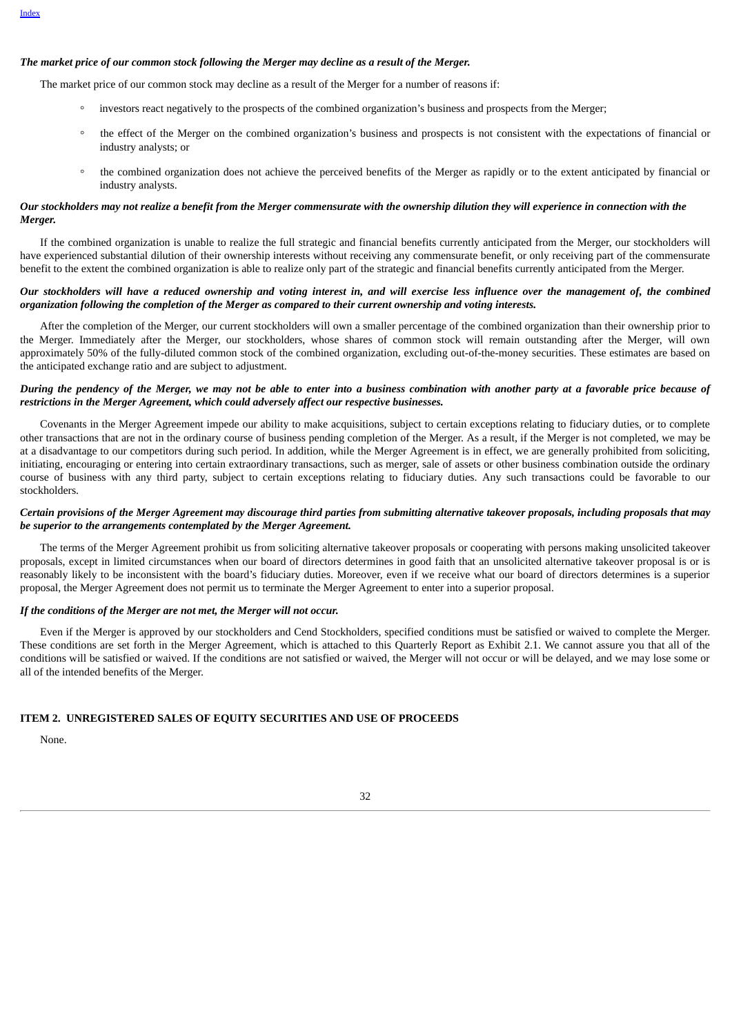***The market price of our common stock following the Merger may decline as a result of the Merger.***

The market price of our common stock may decline as a result of the Merger for a number of reasons if:

- investors react negatively to the prospects of the combined organization's business and prospects from the Merger;
- the effect of the Merger on the combined organization's business and prospects is not consistent with the expectations of financial or industry analysts; or
- the combined organization does not achieve the perceived benefits of the Merger as rapidly or to the extent anticipated by financial or industry analysts.

***Our stockholders may not realize a benefit from the Merger commensurate with the ownership dilution they will experience in connection with the Merger.***

If the combined organization is unable to realize the full strategic and financial benefits currently anticipated from the Merger, our stockholders will have experienced substantial dilution of their ownership interests without receiving any commensurate benefit, or only receiving part of the commensurate benefit to the extent the combined organization is able to realize only part of the strategic and financial benefits currently anticipated from the Merger.

***Our stockholders will have a reduced ownership and voting interest in, and will exercise less influence over the management of, the combined organization following the completion of the Merger as compared to their current ownership and voting interests.***

After the completion of the Merger, our current stockholders will own a smaller percentage of the combined organization than their ownership prior to the Merger. Immediately after the Merger, our stockholders, whose shares of common stock will remain outstanding after the Merger, will own approximately 50% of the fully-diluted common stock of the combined organization, excluding out-of-the-money securities. These estimates are based on the anticipated exchange ratio and are subject to adjustment.

***During the pendency of the Merger, we may not be able to enter into a business combination with another party at a favorable price because of restrictions in the Merger Agreement, which could adversely affect our respective businesses.***

Covenants in the Merger Agreement impede our ability to make acquisitions, subject to certain exceptions relating to fiduciary duties, or to complete other transactions that are not in the ordinary course of business pending completion of the Merger. As a result, if the Merger is not completed, we may be at a disadvantage to our competitors during such period. In addition, while the Merger Agreement is in effect, we are generally prohibited from soliciting, initiating, encouraging or entering into certain extraordinary transactions, such as merger, sale of assets or other business combination outside the ordinary course of business with any third party, subject to certain exceptions relating to fiduciary duties. Any such transactions could be favorable to our stockholders.

***Certain provisions of the Merger Agreement may discourage third parties from submitting alternative takeover proposals, including proposals that may be superior to the arrangements contemplated by the Merger Agreement.***

The terms of the Merger Agreement prohibit us from soliciting alternative takeover proposals or cooperating with persons making unsolicited takeover proposals, except in limited circumstances when our board of directors determines in good faith that an unsolicited alternative takeover proposal is or is reasonably likely to be inconsistent with the board's fiduciary duties. Moreover, even if we receive what our board of directors determines is a superior proposal, the Merger Agreement does not permit us to terminate the Merger Agreement to enter into a superior proposal.

***If the conditions of the Merger are not met, the Merger will not occur.***

Even if the Merger is approved by our stockholders and Cend Stockholders, specified conditions must be satisfied or waived to complete the Merger. These conditions are set forth in the Merger Agreement, which is attached to this Quarterly Report as Exhibit 2.1. We cannot assure you that all of the conditions will be satisfied or waived. If the conditions are not satisfied or waived, the Merger will not occur or will be delayed, and we may lose some or all of the intended benefits of the Merger.

## ITEM 2. UNREGISTERED SALES OF EQUITY SECURITIES AND USE OF PROCEEDS

None.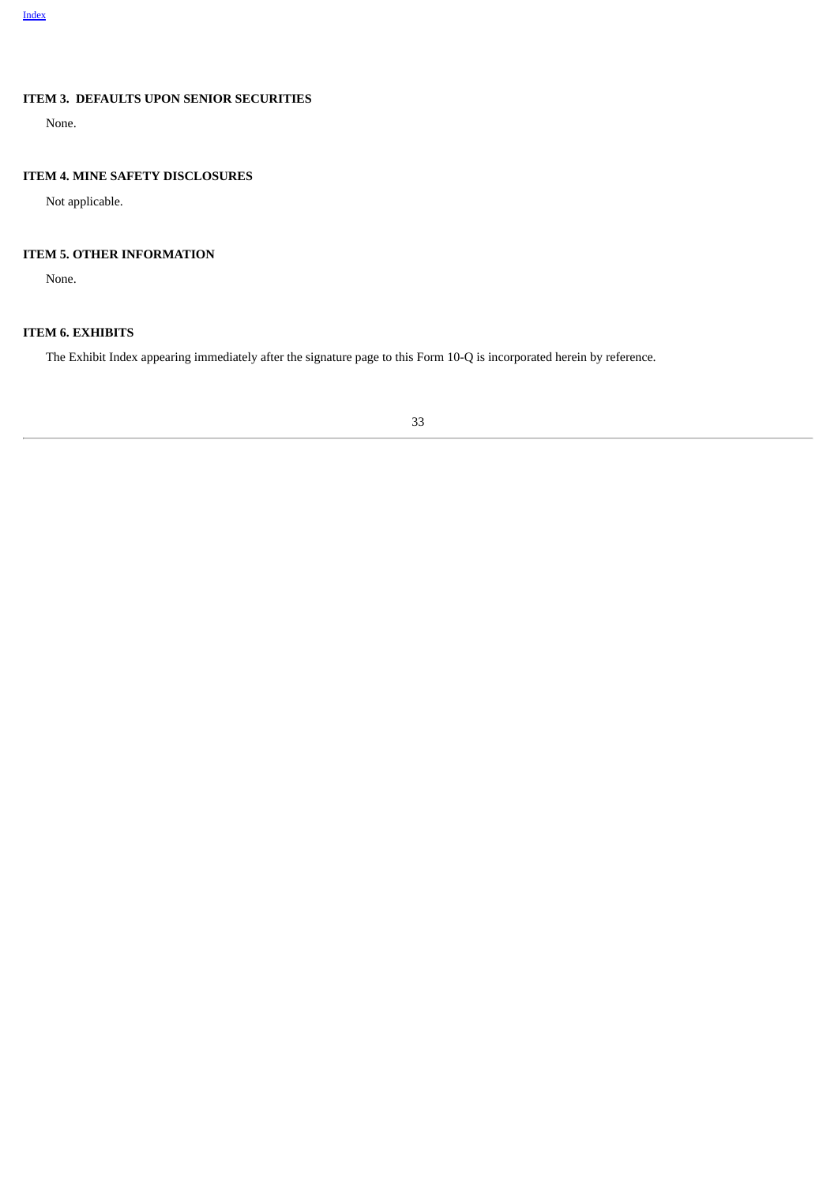## ITEM 3. DEFAULTS UPON SENIOR SECURITIES

None.

## ITEM 4. MINE SAFETY DISCLOSURES

Not applicable.

## ITEM 5. OTHER INFORMATION

None.

## ITEM 6. EXHIBITS

The Exhibit Index appearing immediately after the signature page to this Form 10-Q is incorporated herein by reference.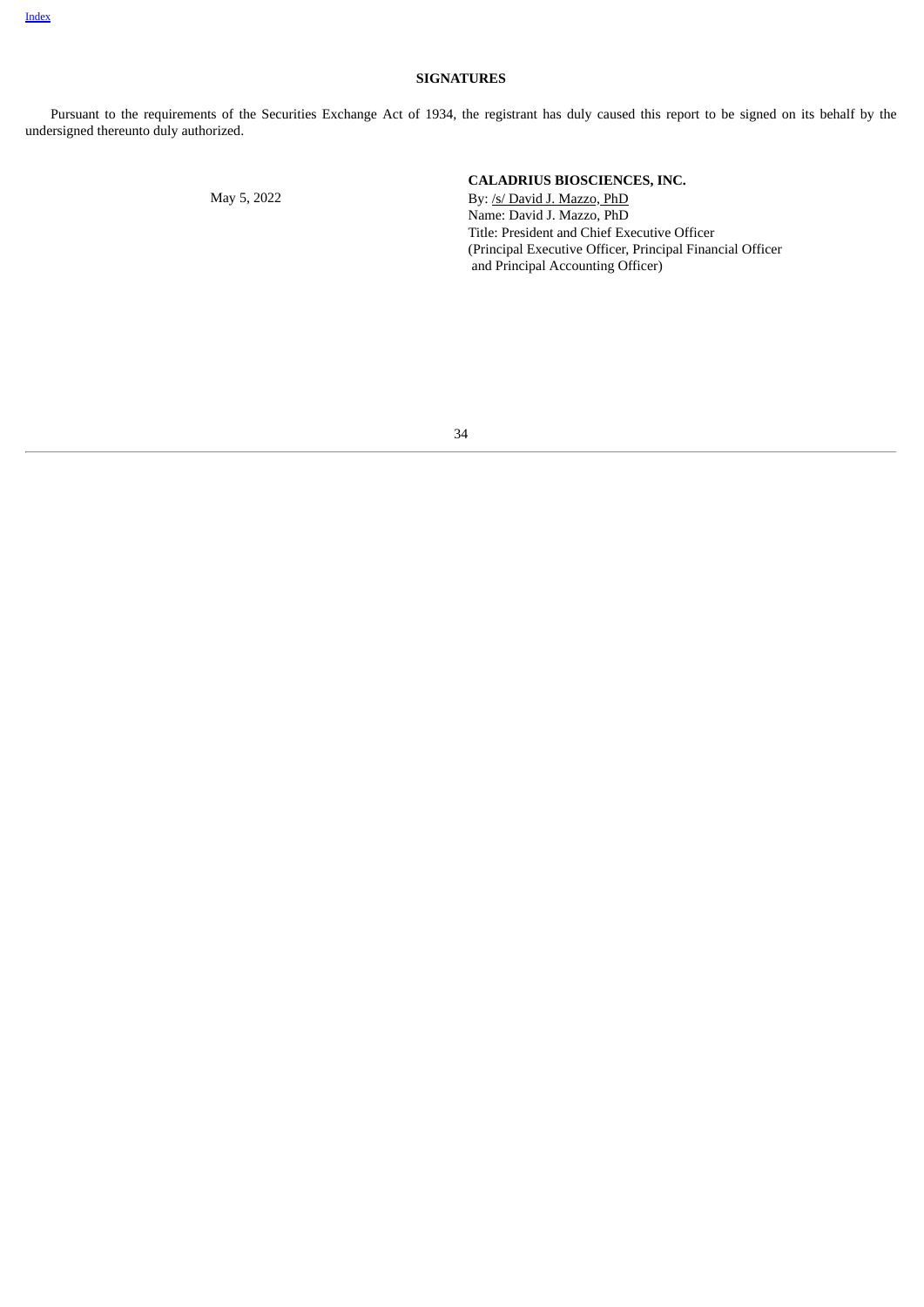## SIGNATURES

Pursuant to the requirements of the Securities Exchange Act of 1934, the registrant has duly caused this report to be signed on its behalf by the undersigned thereunto duly authorized.

May 5, 2022

**CALADRIUS BIOSCIENCES, INC.**

By: /s/ David J. Mazzo, PhD
Name: David J. Mazzo, PhD
Title: President and Chief Executive Officer
(Principal Executive Officer, Principal Financial Officer and Principal Accounting Officer)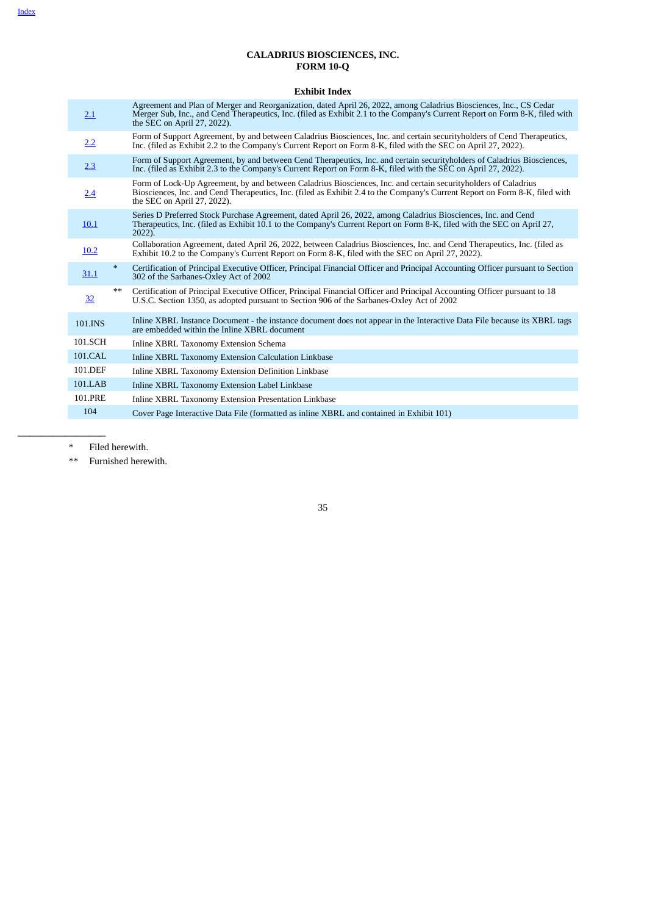**CALADRIUS BIOSCIENCES, INC.**
**FORM 10-Q**

**Exhibit Index**

| | | |
|---|---|---|
| 2.1 | | Agreement and Plan of Merger and Reorganization, dated April 26, 2022, among Caladrius Biosciences, Inc., CS Cedar Merger Sub, Inc., and Cend Therapeutics, Inc. (filed as Exhibit 2.1 to the Company's Current Report on Form 8-K, filed with the SEC on April 27, 2022). |
| 2.2 | | Form of Support Agreement, by and between Caladrius Biosciences, Inc. and certain securityholders of Cend Therapeutics, Inc. (filed as Exhibit 2.2 to the Company's Current Report on Form 8-K, filed with the SEC on April 27, 2022). |
| 2.3 | | Form of Support Agreement, by and between Cend Therapeutics, Inc. and certain securityholders of Caladrius Biosciences, Inc. (filed as Exhibit 2.3 to the Company's Current Report on Form 8-K, filed with the SEC on April 27, 2022). |
| 2.4 | | Form of Lock-Up Agreement, by and between Caladrius Biosciences, Inc. and certain securityholders of Caladrius Biosciences, Inc. and Cend Therapeutics, Inc. (filed as Exhibit 2.4 to the Company's Current Report on Form 8-K, filed with the SEC on April 27, 2022). |
| 10.1 | | Series D Preferred Stock Purchase Agreement, dated April 26, 2022, among Caladrius Biosciences, Inc. and Cend Therapeutics, Inc. (filed as Exhibit 10.1 to the Company's Current Report on Form 8-K, filed with the SEC on April 27, 2022). |
| 10.2 | | Collaboration Agreement, dated April 26, 2022, between Caladrius Biosciences, Inc. and Cend Therapeutics, Inc. (filed as Exhibit 10.2 to the Company's Current Report on Form 8-K, filed with the SEC on April 27, 2022). |
| 31.1 | * | Certification of Principal Executive Officer, Principal Financial Officer and Principal Accounting Officer pursuant to Section 302 of the Sarbanes-Oxley Act of 2002 |
| 32 | ** | Certification of Principal Executive Officer, Principal Financial Officer and Principal Accounting Officer pursuant to 18 U.S.C. Section 1350, as adopted pursuant to Section 906 of the Sarbanes-Oxley Act of 2002 |
| 101.INS | | Inline XBRL Instance Document - the instance document does not appear in the Interactive Data File because its XBRL tags are embedded within the Inline XBRL document |
| 101.SCH | | Inline XBRL Taxonomy Extension Schema |
| 101.CAL | | Inline XBRL Taxonomy Extension Calculation Linkbase |
| 101.DEF | | Inline XBRL Taxonomy Extension Definition Linkbase |
| 101.LAB | | Inline XBRL Taxonomy Extension Label Linkbase |
| 101.PRE | | Inline XBRL Taxonomy Extension Presentation Linkbase |
| 104 | | Cover Page Interactive Data File (formatted as inline XBRL and contained in Exhibit 101) |

\* Filed herewith.

\*\* Furnished herewith.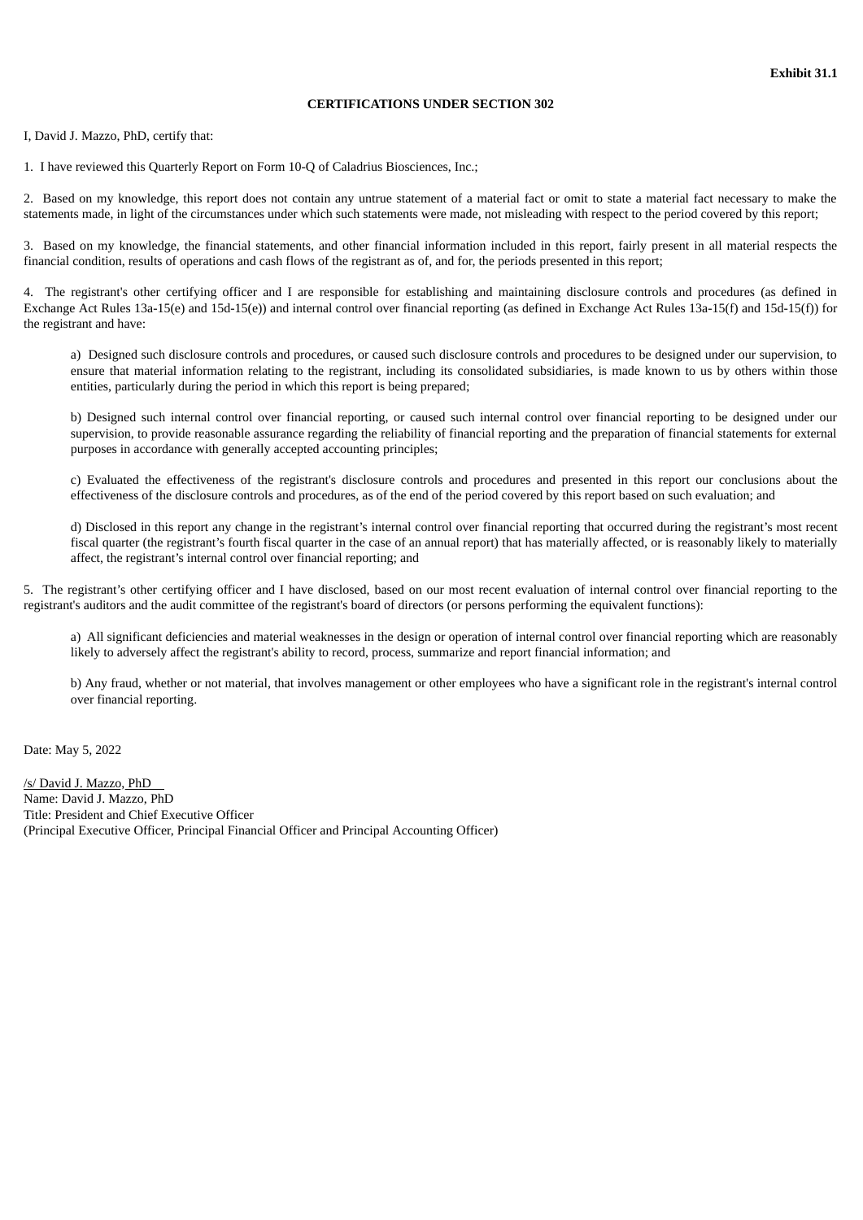**Exhibit 31.1**

**CERTIFICATIONS UNDER SECTION 302**

I, David J. Mazzo, PhD, certify that:

1. I have reviewed this Quarterly Report on Form 10-Q of Caladrius Biosciences, Inc.;

2. Based on my knowledge, this report does not contain any untrue statement of a material fact or omit to state a material fact necessary to make the statements made, in light of the circumstances under which such statements were made, not misleading with respect to the period covered by this report;

3. Based on my knowledge, the financial statements, and other financial information included in this report, fairly present in all material respects the financial condition, results of operations and cash flows of the registrant as of, and for, the periods presented in this report;

4. The registrant's other certifying officer and I are responsible for establishing and maintaining disclosure controls and procedures (as defined in Exchange Act Rules 13a-15(e) and 15d-15(e)) and internal control over financial reporting (as defined in Exchange Act Rules 13a-15(f) and 15d-15(f)) for the registrant and have:

   a) Designed such disclosure controls and procedures, or caused such disclosure controls and procedures to be designed under our supervision, to ensure that material information relating to the registrant, including its consolidated subsidiaries, is made known to us by others within those entities, particularly during the period in which this report is being prepared;

   b) Designed such internal control over financial reporting, or caused such internal control over financial reporting to be designed under our supervision, to provide reasonable assurance regarding the reliability of financial reporting and the preparation of financial statements for external purposes in accordance with generally accepted accounting principles;

   c) Evaluated the effectiveness of the registrant's disclosure controls and procedures and presented in this report our conclusions about the effectiveness of the disclosure controls and procedures, as of the end of the period covered by this report based on such evaluation; and

   d) Disclosed in this report any change in the registrant's internal control over financial reporting that occurred during the registrant's most recent fiscal quarter (the registrant's fourth fiscal quarter in the case of an annual report) that has materially affected, or is reasonably likely to materially affect, the registrant's internal control over financial reporting; and

5. The registrant's other certifying officer and I have disclosed, based on our most recent evaluation of internal control over financial reporting to the registrant's auditors and the audit committee of the registrant's board of directors (or persons performing the equivalent functions):

   a) All significant deficiencies and material weaknesses in the design or operation of internal control over financial reporting which are reasonably likely to adversely affect the registrant's ability to record, process, summarize and report financial information; and

   b) Any fraud, whether or not material, that involves management or other employees who have a significant role in the registrant's internal control over financial reporting.

Date: May 5, 2022

/s/ David J. Mazzo, PhD
Name: David J. Mazzo, PhD
Title: President and Chief Executive Officer
(Principal Executive Officer, Principal Financial Officer and Principal Accounting Officer)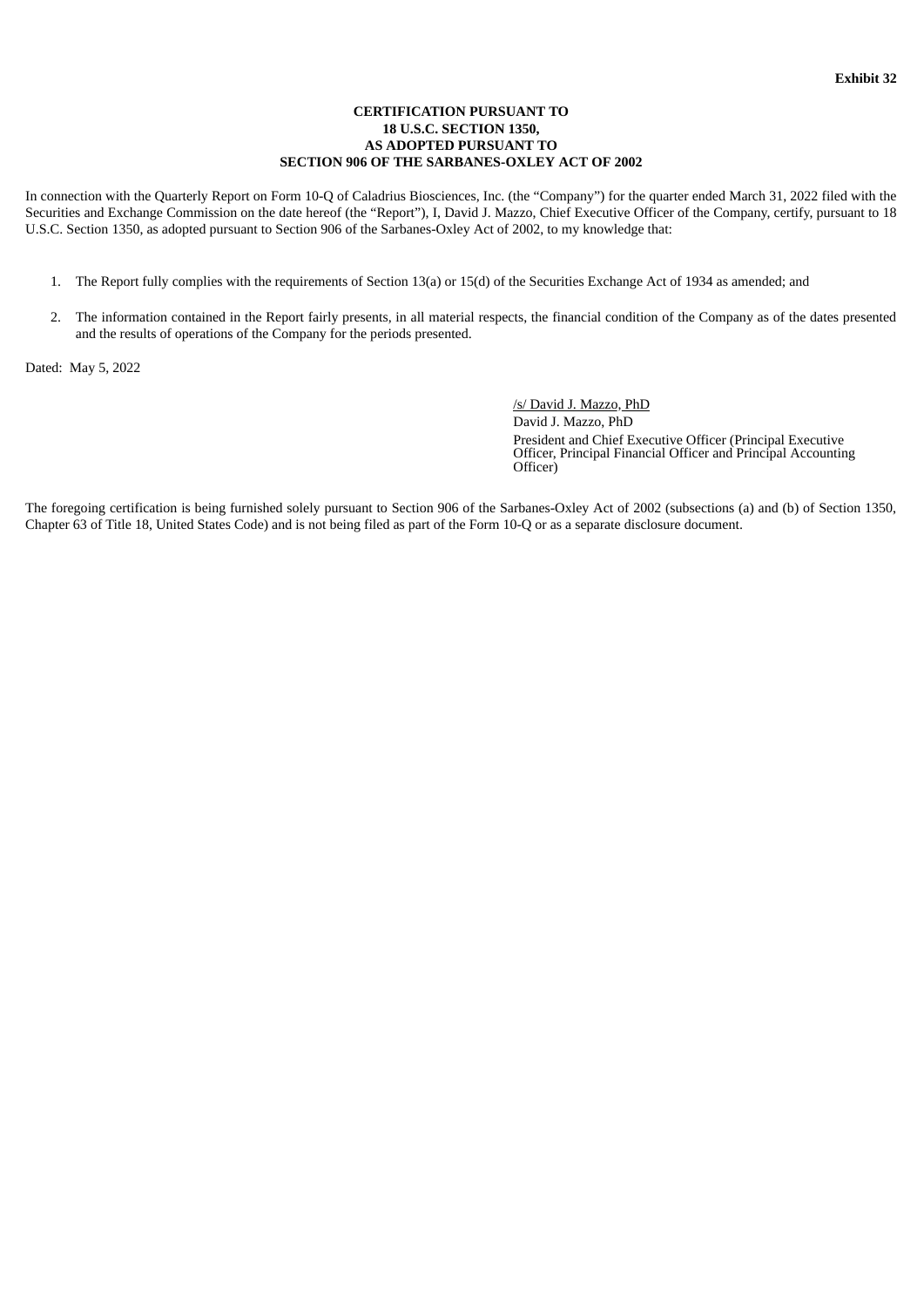**Exhibit 32**

**CERTIFICATION PURSUANT TO**
**18 U.S.C. SECTION 1350,**
**AS ADOPTED PURSUANT TO**
**SECTION 906 OF THE SARBANES-OXLEY ACT OF 2002**

In connection with the Quarterly Report on Form 10-Q of Caladrius Biosciences, Inc. (the "Company") for the quarter ended March 31, 2022 filed with the Securities and Exchange Commission on the date hereof (the "Report"), I, David J. Mazzo, Chief Executive Officer of the Company, certify, pursuant to 18 U.S.C. Section 1350, as adopted pursuant to Section 906 of the Sarbanes-Oxley Act of 2002, to my knowledge that:

1. The Report fully complies with the requirements of Section 13(a) or 15(d) of the Securities Exchange Act of 1934 as amended; and
2. The information contained in the Report fairly presents, in all material respects, the financial condition of the Company as of the dates presented and the results of operations of the Company for the periods presented.

Dated: May 5, 2022

/s/ David J. Mazzo, PhD
David J. Mazzo, PhD
President and Chief Executive Officer (Principal Executive Officer, Principal Financial Officer and Principal Accounting Officer)

The foregoing certification is being furnished solely pursuant to Section 906 of the Sarbanes-Oxley Act of 2002 (subsections (a) and (b) of Section 1350, Chapter 63 of Title 18, United States Code) and is not being filed as part of the Form 10-Q or as a separate disclosure document.